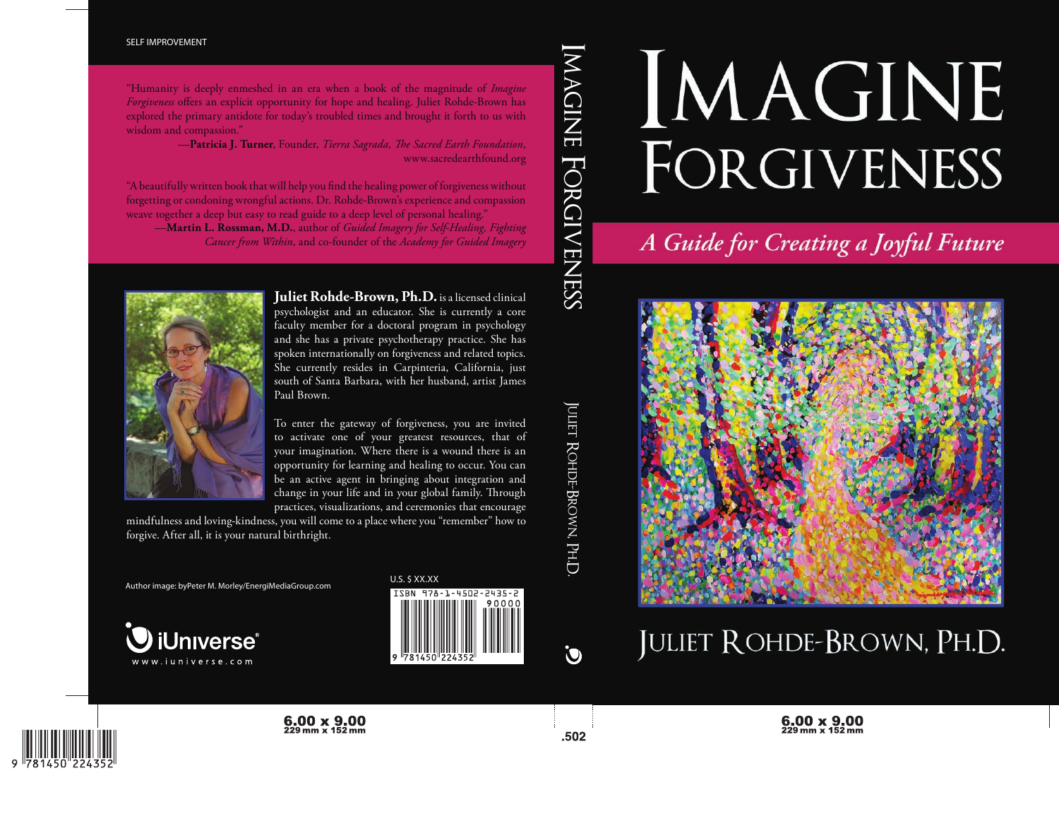# Imagine Forgiveness

## *A Guide for Creating a Joyful Future*

JULIET ROHDE-BROWN, PH.D.

---

IMAGINE FORGIVENESS

JULIET ROHDE-BROWN, PH.D.

---

SELF IMPROVEMENT

"Humanity is deeply enmeshed in an era when a book of the magnitude of *Imagine Forgiveness* offers an explicit opportunity for hope and healing. Juliet Rohde-Brown has explored the primary antidote for today's troubled times and brought it forth to us with wisdom and compassion."

—**Patricia J. Turner**, Founder, *Tierra Sagrada, The Sacred Earth Foundation*, www.sacredearthfound.org

"A beautifully written book that will help you find the healing power of forgiveness without forgetting or condoning wrongful actions. Dr. Rohde-Brown's experience and compassion weave together a deep but easy to read guide to a deep level of personal healing."

—**Martin L. Rossman, M.D.**, author of *Guided Imagery for Self-Healing, Fighting Cancer from Within*, and co-founder of the *Academy for Guided Imagery*

**Juliet Rohde-Brown, Ph.D.** is a licensed clinical psychologist and an educator. She is currently a core faculty member for a doctoral program in psychology and she has a private psychotherapy practice. She has spoken internationally on forgiveness and related topics. She currently resides in Carpinteria, California, just south of Santa Barbara, with her husband, artist James Paul Brown.

To enter the gateway of forgiveness, you are invited to activate one of your greatest resources, that of your imagination. Where there is a wound there is an opportunity for learning and healing to occur. You can be an active agent in bringing about integration and change in your life and in your global family. Through practices, visualizations, and ceremonies that encourage mindfulness and loving-kindness, you will come to a place where you "remember" how to forgive. After all, it is your natural birthright.

Author image: byPeter M. Morley/EnergiMediaGroup.com

iUniverse®
www.iuniverse.com

U.S. $ XX.XX

ISBN 978-1-4502-2435-2

90000

9 781450 224352

6.00 x 9.00
229 mm x 152 mm

.502

6.00 x 9.00
229 mm x 152 mm

9 781450 224352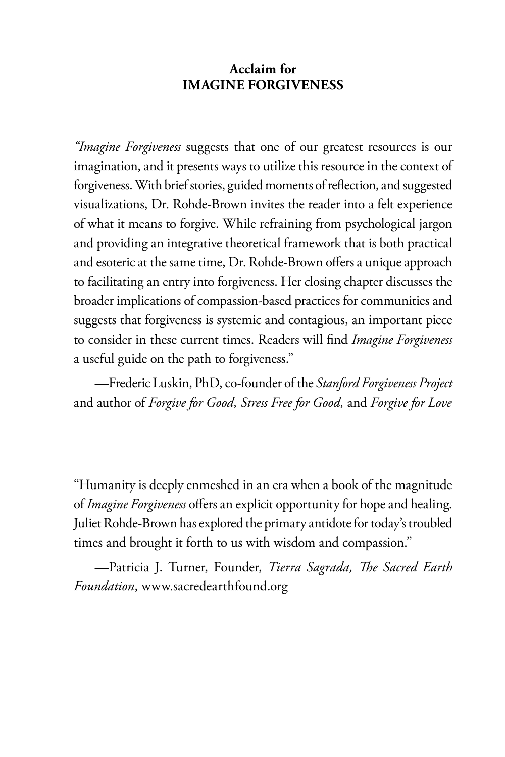## Acclaim for IMAGINE FORGIVENESS

"*Imagine Forgiveness* suggests that one of our greatest resources is our imagination, and it presents ways to utilize this resource in the context of forgiveness. With brief stories, guided moments of reflection, and suggested visualizations, Dr. Rohde-Brown invites the reader into a felt experience of what it means to forgive. While refraining from psychological jargon and providing an integrative theoretical framework that is both practical and esoteric at the same time, Dr. Rohde-Brown offers a unique approach to facilitating an entry into forgiveness. Her closing chapter discusses the broader implications of compassion-based practices for communities and suggests that forgiveness is systemic and contagious, an important piece to consider in these current times. Readers will find *Imagine Forgiveness* a useful guide on the path to forgiveness."

—Frederic Luskin, PhD, co-founder of the *Stanford Forgiveness Project* and author of *Forgive for Good, Stress Free for Good,* and *Forgive for Love*

"Humanity is deeply enmeshed in an era when a book of the magnitude of *Imagine Forgiveness* offers an explicit opportunity for hope and healing. Juliet Rohde-Brown has explored the primary antidote for today's troubled times and brought it forth to us with wisdom and compassion."

—Patricia J. Turner, Founder, *Tierra Sagrada, The Sacred Earth Foundation*, www.sacredearthfound.org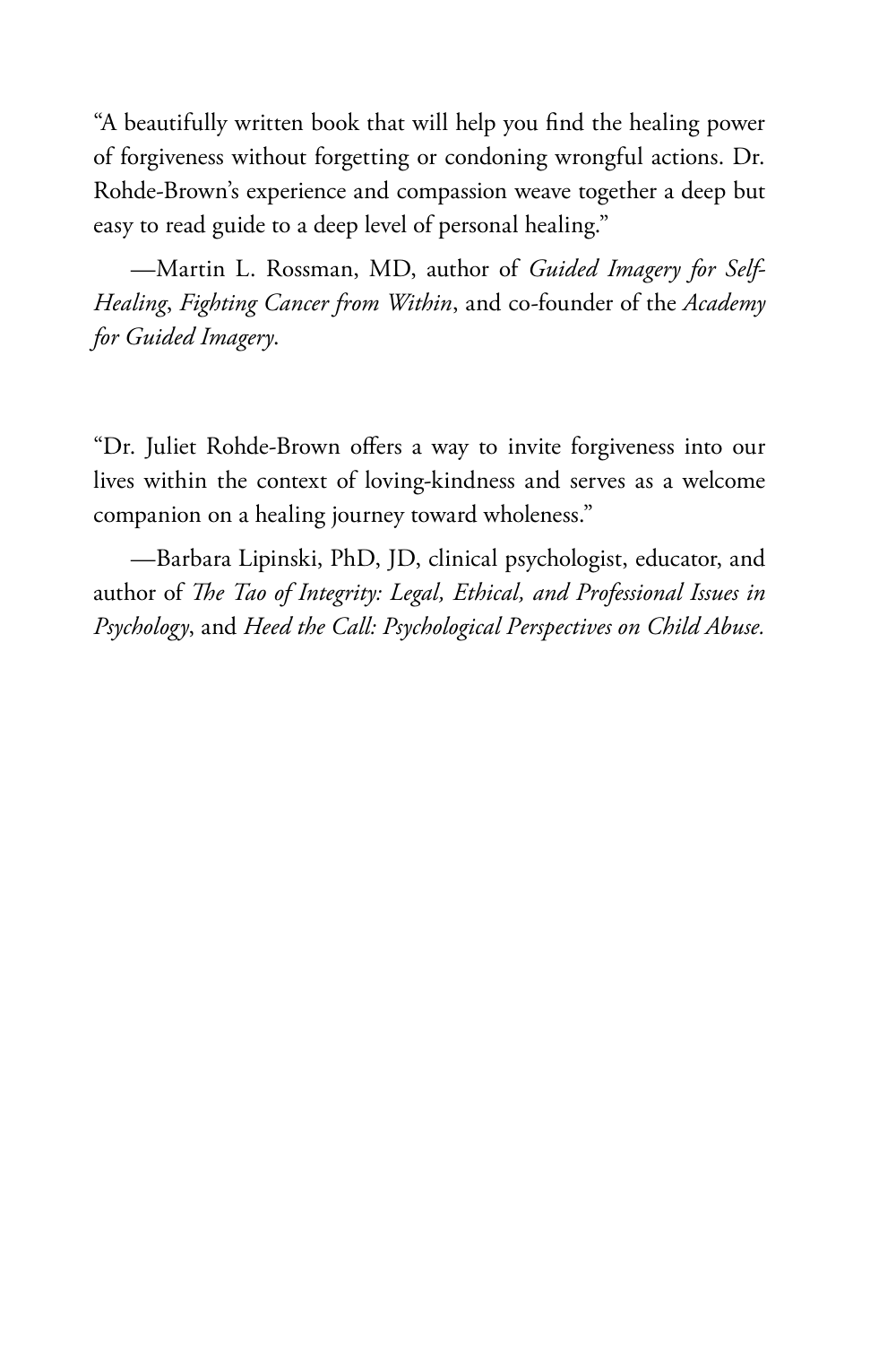"A beautifully written book that will help you find the healing power of forgiveness without forgetting or condoning wrongful actions. Dr. Rohde-Brown's experience and compassion weave together a deep but easy to read guide to a deep level of personal healing."

—Martin L. Rossman, MD, author of *Guided Imagery for Self-Healing*, *Fighting Cancer from Within*, and co-founder of the *Academy for Guided Imagery*.

"Dr. Juliet Rohde-Brown offers a way to invite forgiveness into our lives within the context of loving-kindness and serves as a welcome companion on a healing journey toward wholeness."

—Barbara Lipinski, PhD, JD, clinical psychologist, educator, and author of *The Tao of Integrity: Legal, Ethical, and Professional Issues in Psychology*, and *Heed the Call: Psychological Perspectives on Child Abuse.*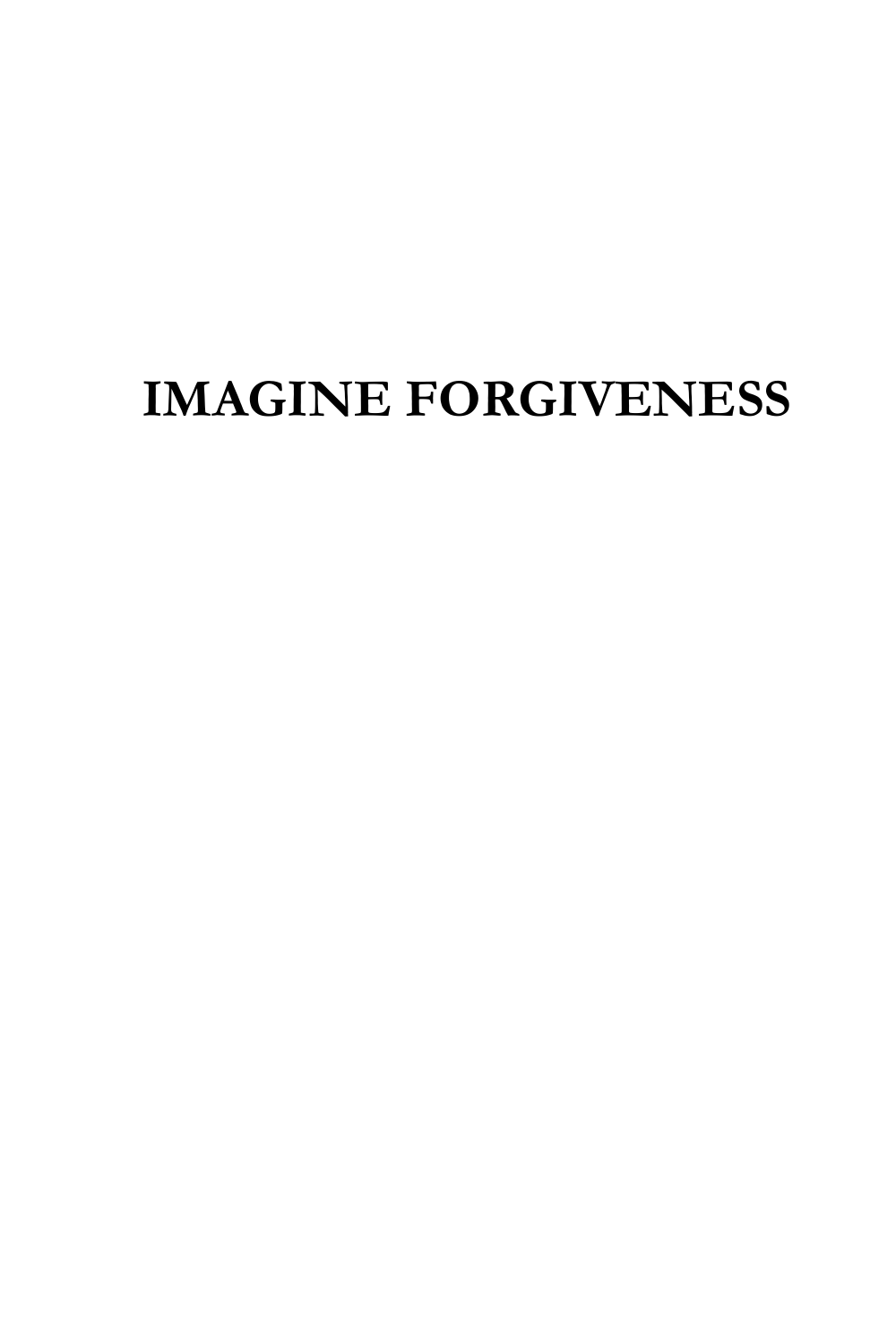# IMAGINE FORGIVENESS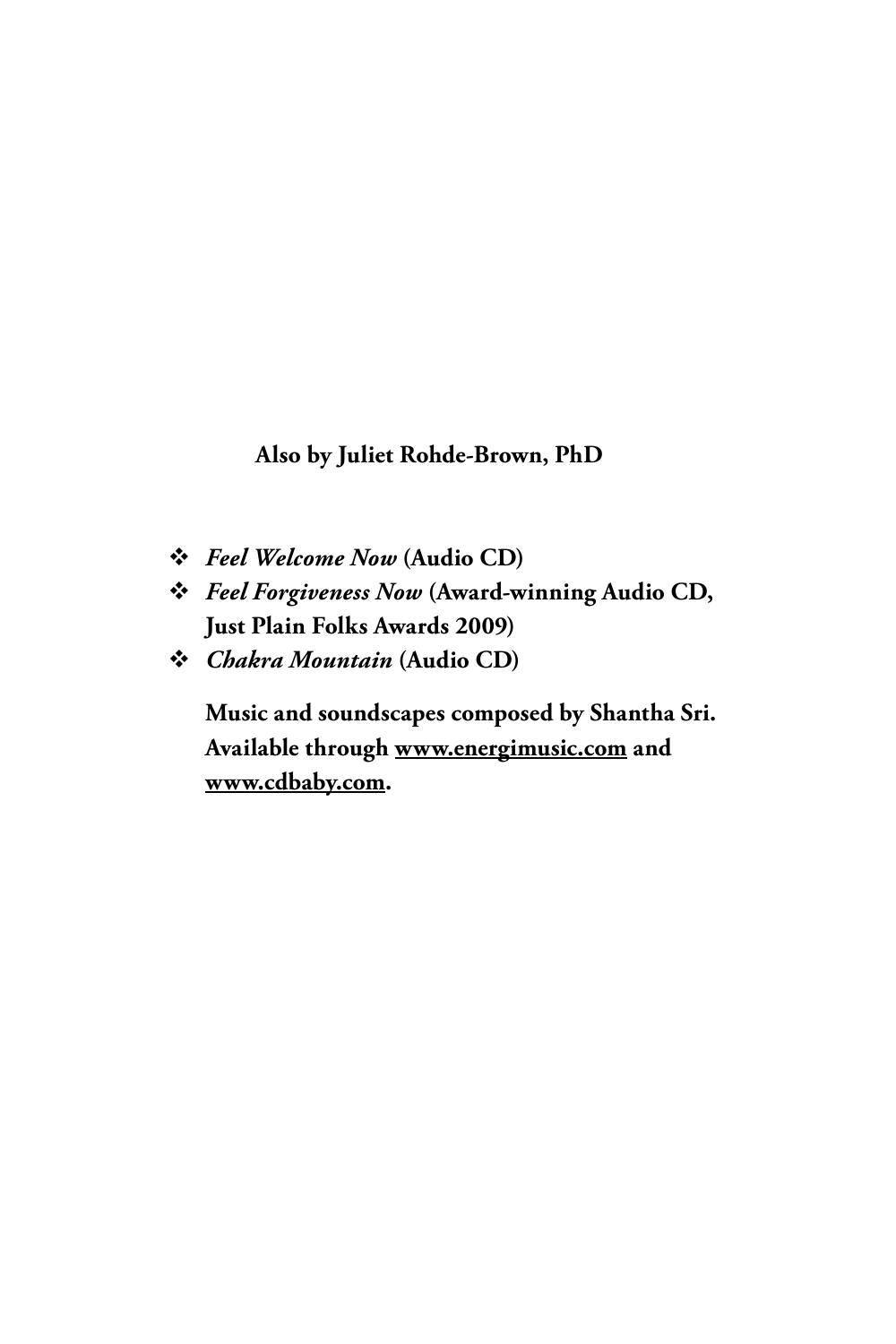**Also by Juliet Rohde-Brown, PhD**

- ***Feel Welcome Now*** **(Audio CD)**
- ***Feel Forgiveness Now*** **(Award-winning Audio CD, Just Plain Folks Awards 2009)**
- ***Chakra Mountain*** **(Audio CD)**

**Music and soundscapes composed by Shantha Sri. Available through www.energimusic.com and www.cdbaby.com.**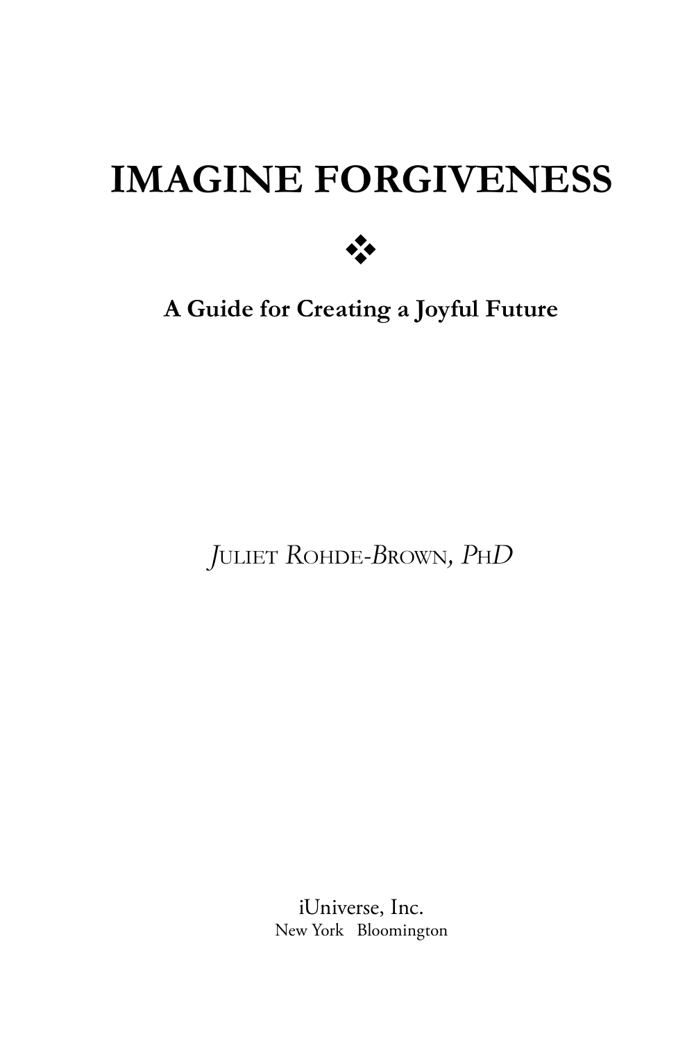# IMAGINE FORGIVENESS

❖

**A Guide for Creating a Joyful Future**

*J*ULIET *R*OHDE-*B*ROWN, *P*H*D*

iUniverse, Inc.
New York   Bloomington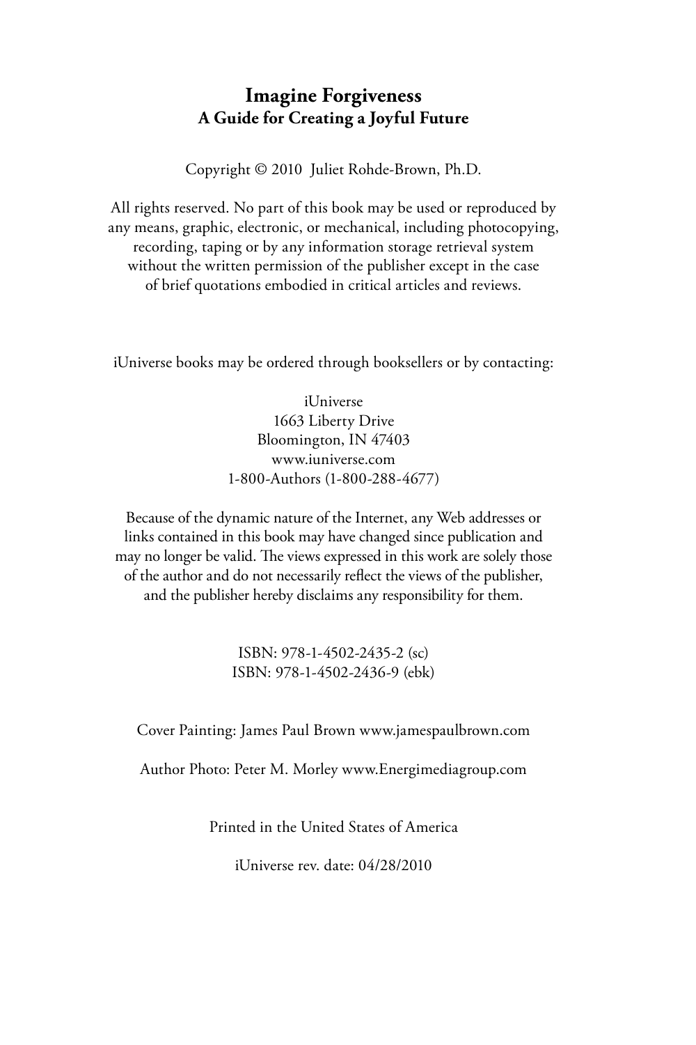**Imagine Forgiveness**
**A Guide for Creating a Joyful Future**

Copyright © 2010 Juliet Rohde-Brown, Ph.D.

All rights reserved. No part of this book may be used or reproduced by any means, graphic, electronic, or mechanical, including photocopying, recording, taping or by any information storage retrieval system without the written permission of the publisher except in the case of brief quotations embodied in critical articles and reviews.

iUniverse books may be ordered through booksellers or by contacting:

iUniverse
1663 Liberty Drive
Bloomington, IN 47403
www.iuniverse.com
1-800-Authors (1-800-288-4677)

Because of the dynamic nature of the Internet, any Web addresses or links contained in this book may have changed since publication and may no longer be valid. The views expressed in this work are solely those of the author and do not necessarily reflect the views of the publisher, and the publisher hereby disclaims any responsibility for them.

ISBN: 978-1-4502-2435-2 (sc)
ISBN: 978-1-4502-2436-9 (ebk)

Cover Painting: James Paul Brown www.jamespaulbrown.com

Author Photo: Peter M. Morley www.Energimediagroup.com

Printed in the United States of America

iUniverse rev. date: 04/28/2010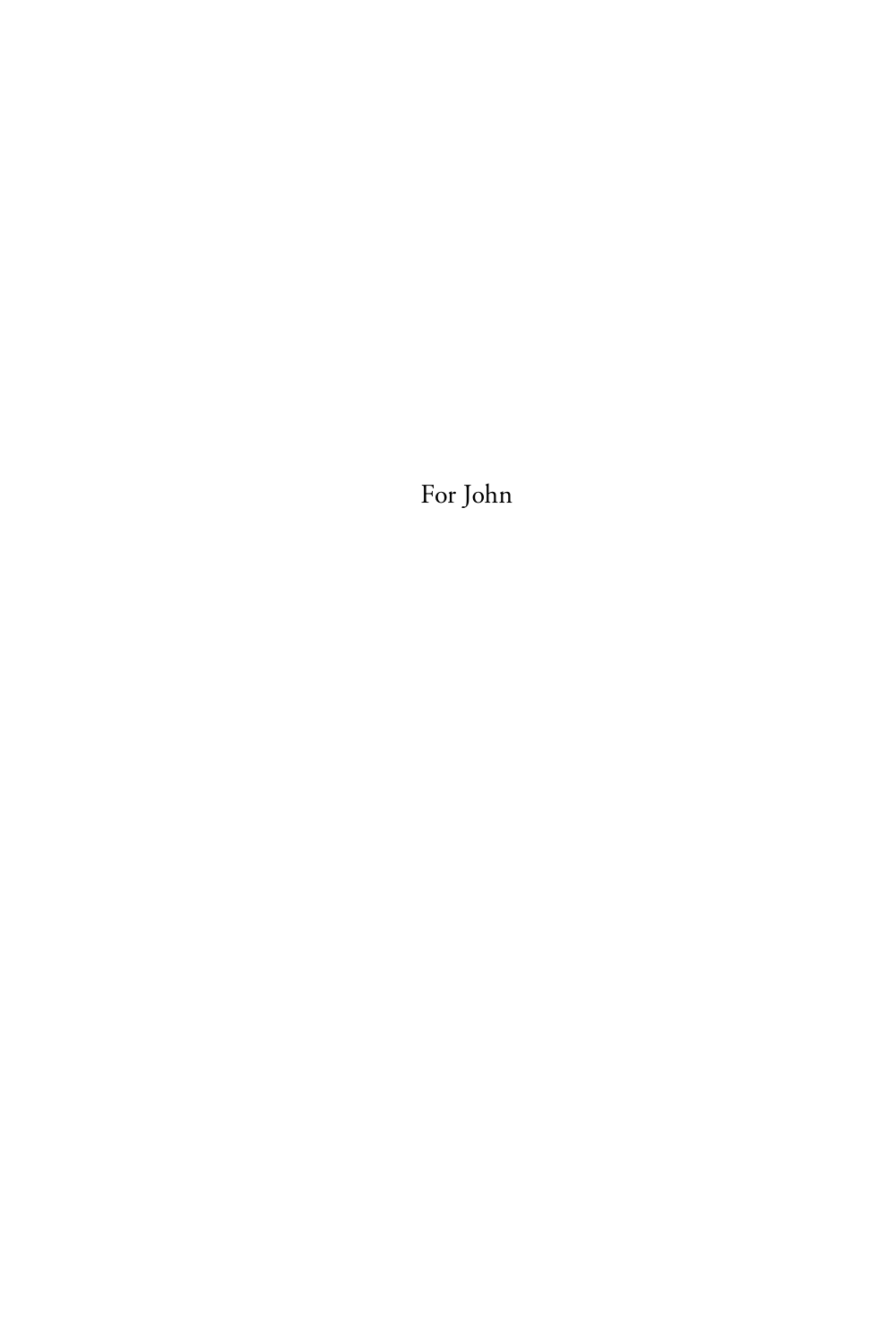For John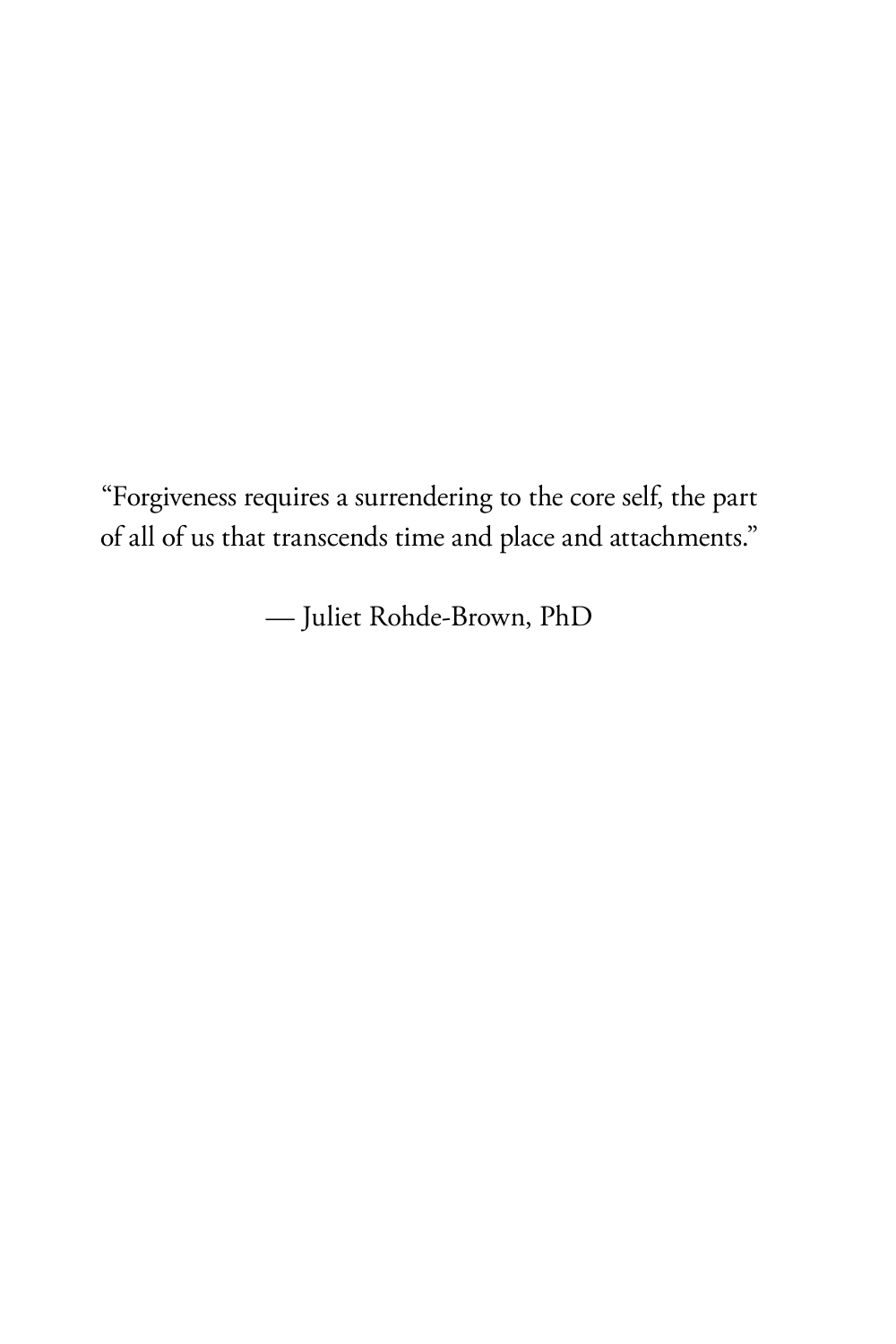"Forgiveness requires a surrendering to the core self, the part of all of us that transcends time and place and attachments."

— Juliet Rohde-Brown, PhD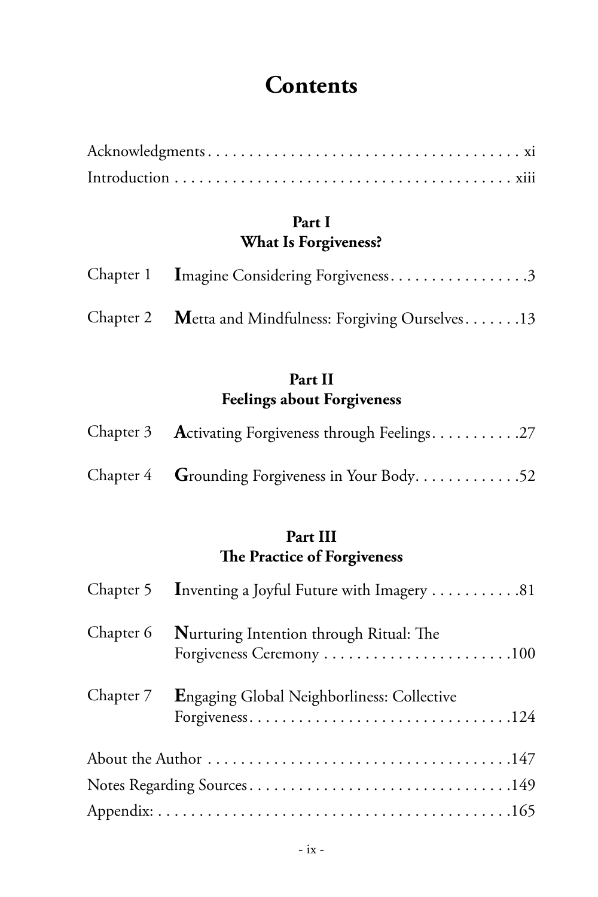# Contents

Acknowledgments . . . . . . . . . . . . . . . . . . . . . . . . . . . . . . . . . . . . . . xi

Introduction . . . . . . . . . . . . . . . . . . . . . . . . . . . . . . . . . . . . . . . . . xiii

## Part I
## What Is Forgiveness?

Chapter 1 **I**magine Considering Forgiveness. . . . . . . . . . . . . . . . . .3

Chapter 2 **M**etta and Mindfulness: Forgiving Ourselves. . . . . . .13

## Part II
## Feelings about Forgiveness

Chapter 3 **A**ctivating Forgiveness through Feelings. . . . . . . . . . .27

Chapter 4 **G**rounding Forgiveness in Your Body. . . . . . . . . . . . .52

## Part III
## The Practice of Forgiveness

Chapter 5 **I**nventing a Joyful Future with Imagery . . . . . . . . . . .81

Chapter 6 **N**urturing Intention through Ritual: The Forgiveness Ceremony . . . . . . . . . . . . . . . . . . . . . . .100

Chapter 7 **E**ngaging Global Neighborliness: Collective Forgiveness. . . . . . . . . . . . . . . . . . . . . . . . . . . . . . . .124

About the Author . . . . . . . . . . . . . . . . . . . . . . . . . . . . . . . . . . . . .147

Notes Regarding Sources. . . . . . . . . . . . . . . . . . . . . . . . . . . . . . .149

Appendix: . . . . . . . . . . . . . . . . . . . . . . . . . . . . . . . . . . . . . . . . . . .165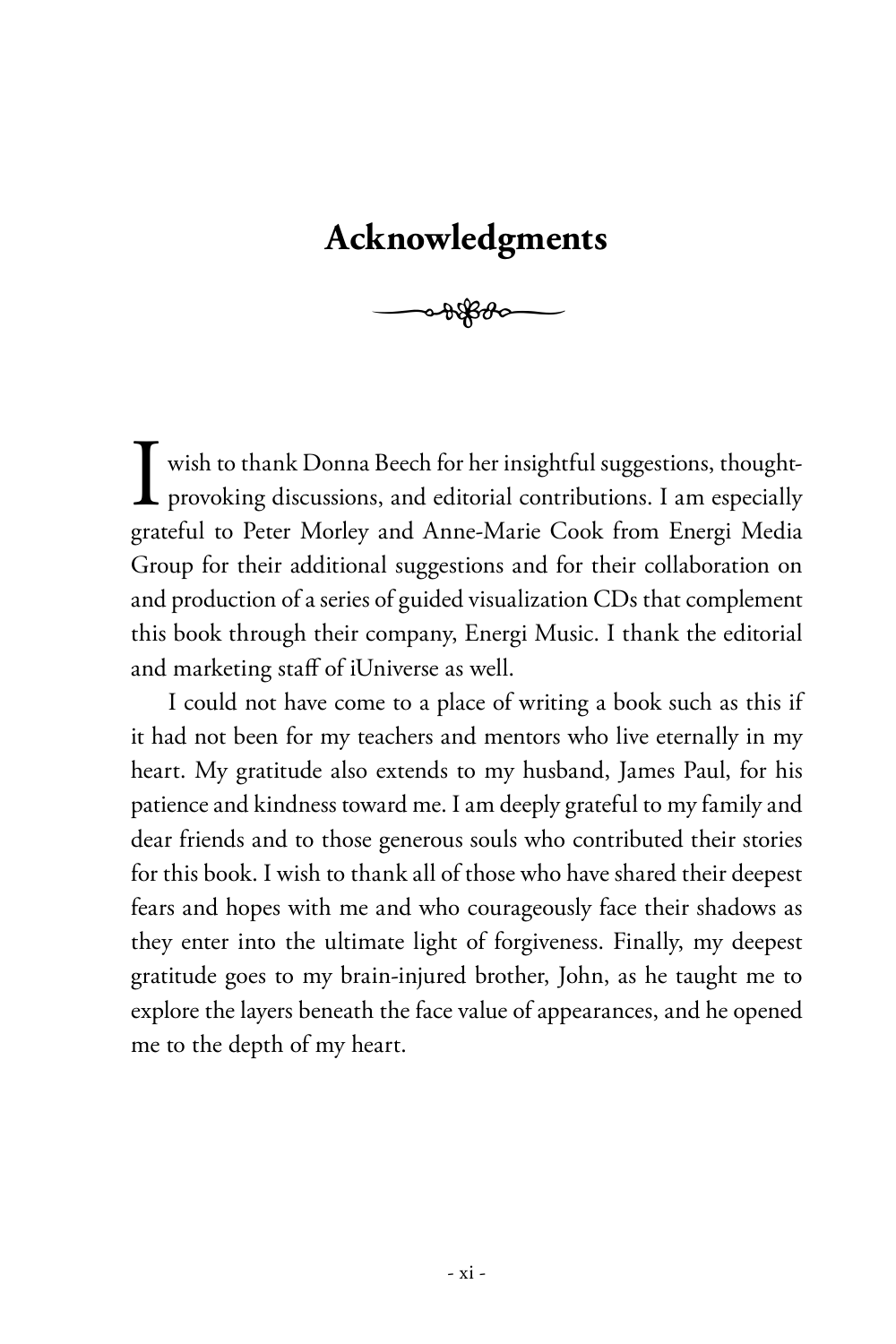# Acknowledgments

I wish to thank Donna Beech for her insightful suggestions, thought-provoking discussions, and editorial contributions. I am especially grateful to Peter Morley and Anne-Marie Cook from Energi Media Group for their additional suggestions and for their collaboration on and production of a series of guided visualization CDs that complement this book through their company, Energi Music. I thank the editorial and marketing staff of iUniverse as well.

I could not have come to a place of writing a book such as this if it had not been for my teachers and mentors who live eternally in my heart. My gratitude also extends to my husband, James Paul, for his patience and kindness toward me. I am deeply grateful to my family and dear friends and to those generous souls who contributed their stories for this book. I wish to thank all of those who have shared their deepest fears and hopes with me and who courageously face their shadows as they enter into the ultimate light of forgiveness. Finally, my deepest gratitude goes to my brain-injured brother, John, as he taught me to explore the layers beneath the face value of appearances, and he opened me to the depth of my heart.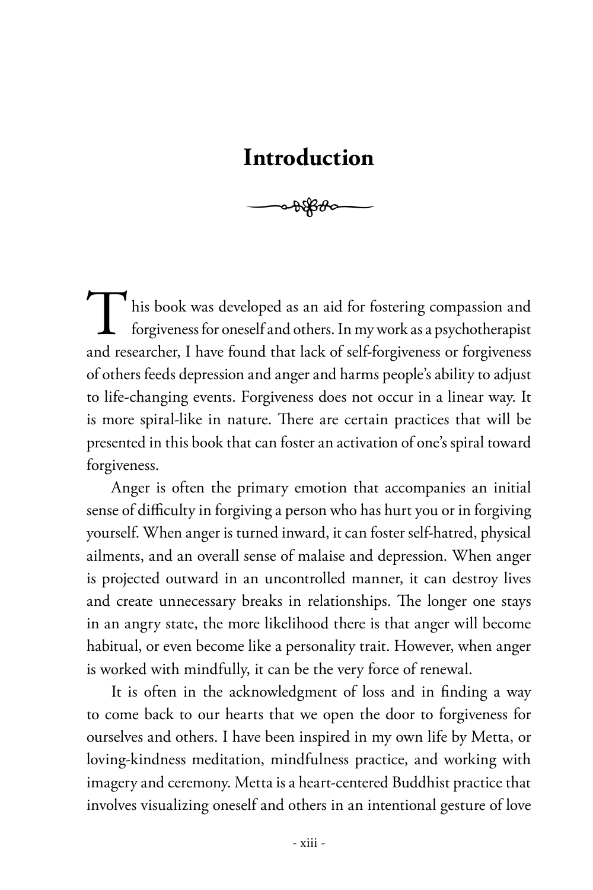# Introduction

This book was developed as an aid for fostering compassion and forgiveness for oneself and others. In my work as a psychotherapist and researcher, I have found that lack of self-forgiveness or forgiveness of others feeds depression and anger and harms people's ability to adjust to life-changing events. Forgiveness does not occur in a linear way. It is more spiral-like in nature. There are certain practices that will be presented in this book that can foster an activation of one's spiral toward forgiveness.

Anger is often the primary emotion that accompanies an initial sense of difficulty in forgiving a person who has hurt you or in forgiving yourself. When anger is turned inward, it can foster self-hatred, physical ailments, and an overall sense of malaise and depression. When anger is projected outward in an uncontrolled manner, it can destroy lives and create unnecessary breaks in relationships. The longer one stays in an angry state, the more likelihood there is that anger will become habitual, or even become like a personality trait. However, when anger is worked with mindfully, it can be the very force of renewal.

It is often in the acknowledgment of loss and in finding a way to come back to our hearts that we open the door to forgiveness for ourselves and others. I have been inspired in my own life by Metta, or loving-kindness meditation, mindfulness practice, and working with imagery and ceremony. Metta is a heart-centered Buddhist practice that involves visualizing oneself and others in an intentional gesture of love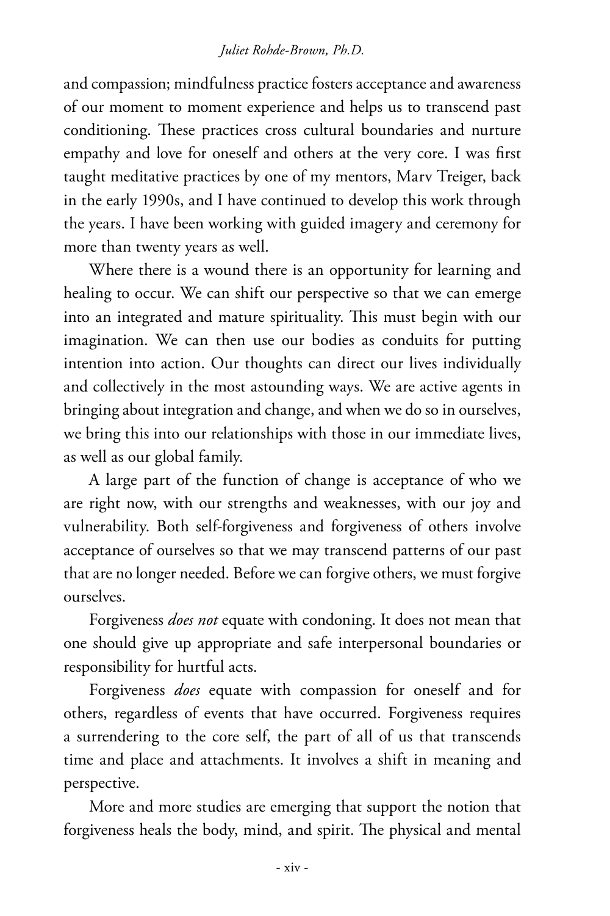and compassion; mindfulness practice fosters acceptance and awareness of our moment to moment experience and helps us to transcend past conditioning. These practices cross cultural boundaries and nurture empathy and love for oneself and others at the very core. I was first taught meditative practices by one of my mentors, Marv Treiger, back in the early 1990s, and I have continued to develop this work through the years. I have been working with guided imagery and ceremony for more than twenty years as well.

Where there is a wound there is an opportunity for learning and healing to occur. We can shift our perspective so that we can emerge into an integrated and mature spirituality. This must begin with our imagination. We can then use our bodies as conduits for putting intention into action. Our thoughts can direct our lives individually and collectively in the most astounding ways. We are active agents in bringing about integration and change, and when we do so in ourselves, we bring this into our relationships with those in our immediate lives, as well as our global family.

A large part of the function of change is acceptance of who we are right now, with our strengths and weaknesses, with our joy and vulnerability. Both self-forgiveness and forgiveness of others involve acceptance of ourselves so that we may transcend patterns of our past that are no longer needed. Before we can forgive others, we must forgive ourselves.

Forgiveness *does not* equate with condoning. It does not mean that one should give up appropriate and safe interpersonal boundaries or responsibility for hurtful acts.

Forgiveness *does* equate with compassion for oneself and for others, regardless of events that have occurred. Forgiveness requires a surrendering to the core self, the part of all of us that transcends time and place and attachments. It involves a shift in meaning and perspective.

More and more studies are emerging that support the notion that forgiveness heals the body, mind, and spirit. The physical and mental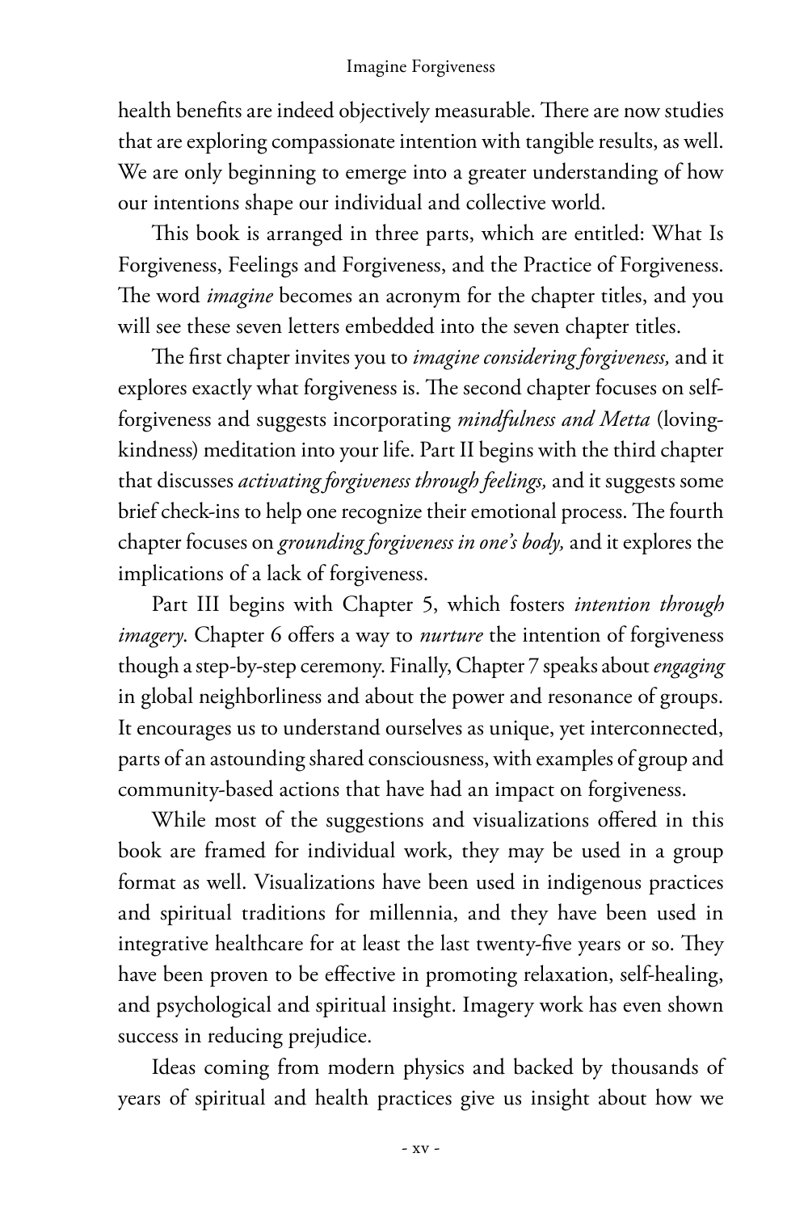health benefits are indeed objectively measurable. There are now studies that are exploring compassionate intention with tangible results, as well. We are only beginning to emerge into a greater understanding of how our intentions shape our individual and collective world.

This book is arranged in three parts, which are entitled: What Is Forgiveness, Feelings and Forgiveness, and the Practice of Forgiveness. The word *imagine* becomes an acronym for the chapter titles, and you will see these seven letters embedded into the seven chapter titles.

The first chapter invites you to *imagine considering forgiveness,* and it explores exactly what forgiveness is. The second chapter focuses on self-forgiveness and suggests incorporating *mindfulness and Metta* (loving-kindness) meditation into your life. Part II begins with the third chapter that discusses *activating forgiveness through feelings,* and it suggests some brief check-ins to help one recognize their emotional process. The fourth chapter focuses on *grounding forgiveness in one's body,* and it explores the implications of a lack of forgiveness.

Part III begins with Chapter 5, which fosters *intention through imagery*. Chapter 6 offers a way to *nurture* the intention of forgiveness though a step-by-step ceremony. Finally, Chapter 7 speaks about *engaging* in global neighborliness and about the power and resonance of groups. It encourages us to understand ourselves as unique, yet interconnected, parts of an astounding shared consciousness, with examples of group and community-based actions that have had an impact on forgiveness.

While most of the suggestions and visualizations offered in this book are framed for individual work, they may be used in a group format as well. Visualizations have been used in indigenous practices and spiritual traditions for millennia, and they have been used in integrative healthcare for at least the last twenty-five years or so. They have been proven to be effective in promoting relaxation, self-healing, and psychological and spiritual insight. Imagery work has even shown success in reducing prejudice.

Ideas coming from modern physics and backed by thousands of years of spiritual and health practices give us insight about how we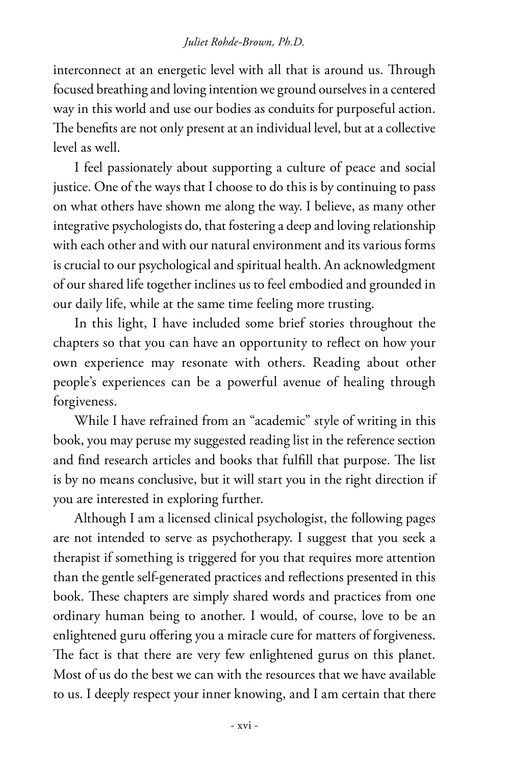interconnect at an energetic level with all that is around us. Through focused breathing and loving intention we ground ourselves in a centered way in this world and use our bodies as conduits for purposeful action. The benefits are not only present at an individual level, but at a collective level as well.

I feel passionately about supporting a culture of peace and social justice. One of the ways that I choose to do this is by continuing to pass on what others have shown me along the way. I believe, as many other integrative psychologists do, that fostering a deep and loving relationship with each other and with our natural environment and its various forms is crucial to our psychological and spiritual health. An acknowledgment of our shared life together inclines us to feel embodied and grounded in our daily life, while at the same time feeling more trusting.

In this light, I have included some brief stories throughout the chapters so that you can have an opportunity to reflect on how your own experience may resonate with others. Reading about other people's experiences can be a powerful avenue of healing through forgiveness.

While I have refrained from an "academic" style of writing in this book, you may peruse my suggested reading list in the reference section and find research articles and books that fulfill that purpose. The list is by no means conclusive, but it will start you in the right direction if you are interested in exploring further.

Although I am a licensed clinical psychologist, the following pages are not intended to serve as psychotherapy. I suggest that you seek a therapist if something is triggered for you that requires more attention than the gentle self-generated practices and reflections presented in this book. These chapters are simply shared words and practices from one ordinary human being to another. I would, of course, love to be an enlightened guru offering you a miracle cure for matters of forgiveness. The fact is that there are very few enlightened gurus on this planet. Most of us do the best we can with the resources that we have available to us. I deeply respect your inner knowing, and I am certain that there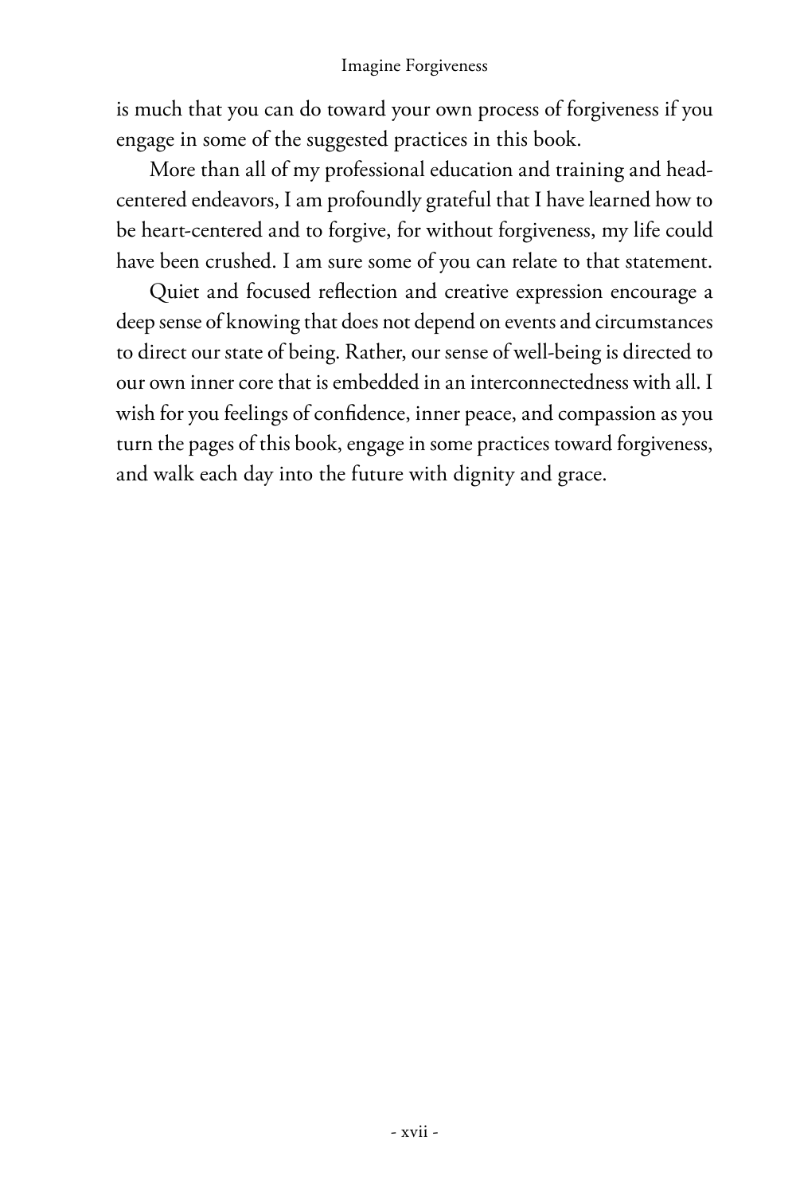is much that you can do toward your own process of forgiveness if you engage in some of the suggested practices in this book.

More than all of my professional education and training and head-centered endeavors, I am profoundly grateful that I have learned how to be heart-centered and to forgive, for without forgiveness, my life could have been crushed. I am sure some of you can relate to that statement.

Quiet and focused reflection and creative expression encourage a deep sense of knowing that does not depend on events and circumstances to direct our state of being. Rather, our sense of well-being is directed to our own inner core that is embedded in an interconnectedness with all. I wish for you feelings of confidence, inner peace, and compassion as you turn the pages of this book, engage in some practices toward forgiveness, and walk each day into the future with dignity and grace.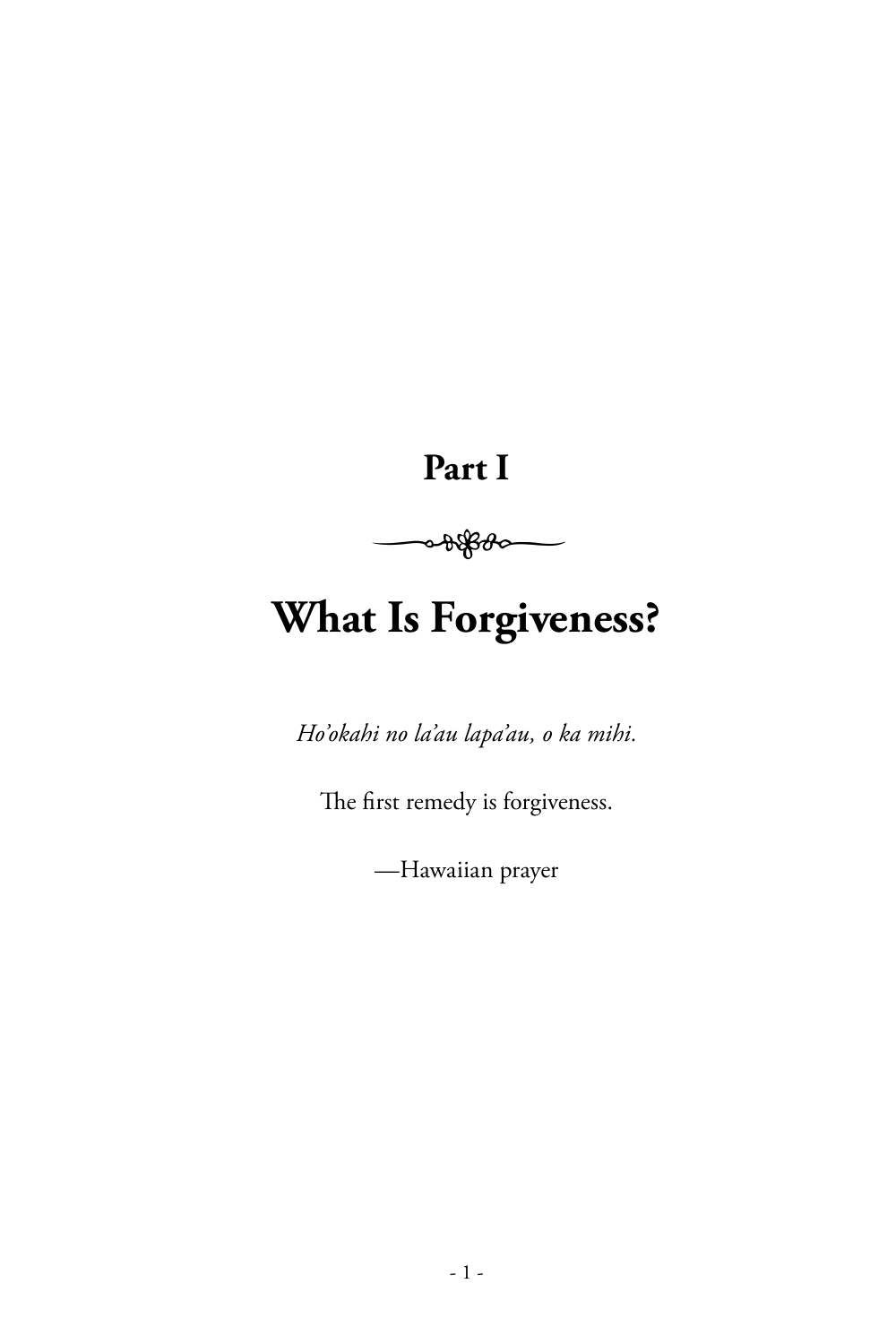# Part I

# What Is Forgiveness?

*Ho'okahi no la'au lapa'au, o ka mihi.*

The first remedy is forgiveness.

—Hawaiian prayer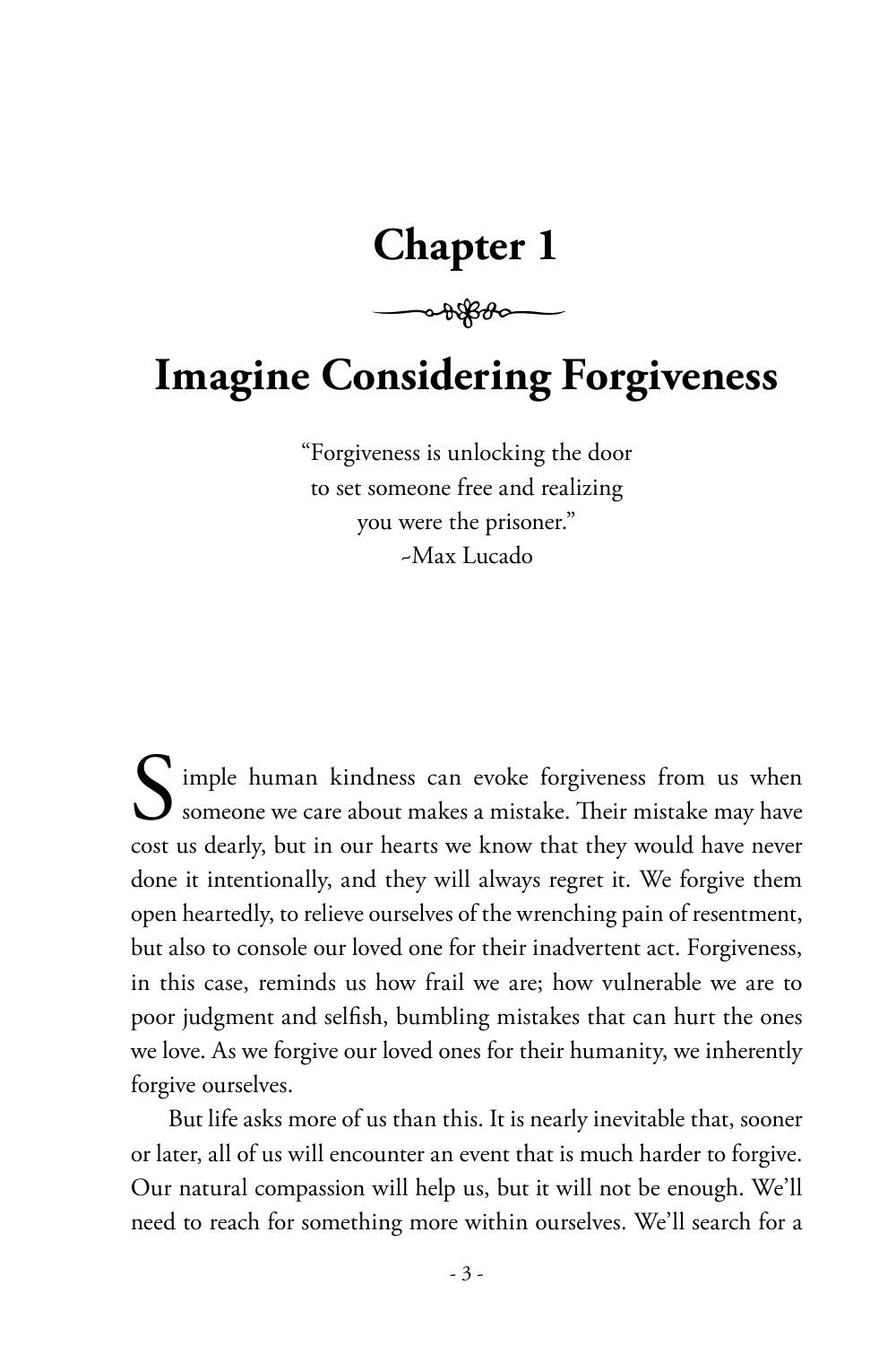# Chapter 1

## Imagine Considering Forgiveness

"Forgiveness is unlocking the door
to set someone free and realizing
you were the prisoner."
-Max Lucado

Simple human kindness can evoke forgiveness from us when someone we care about makes a mistake. Their mistake may have cost us dearly, but in our hearts we know that they would have never done it intentionally, and they will always regret it. We forgive them open heartedly, to relieve ourselves of the wrenching pain of resentment, but also to console our loved one for their inadvertent act. Forgiveness, in this case, reminds us how frail we are; how vulnerable we are to poor judgment and selfish, bumbling mistakes that can hurt the ones we love. As we forgive our loved ones for their humanity, we inherently forgive ourselves.

But life asks more of us than this. It is nearly inevitable that, sooner or later, all of us will encounter an event that is much harder to forgive. Our natural compassion will help us, but it will not be enough. We'll need to reach for something more within ourselves. We'll search for a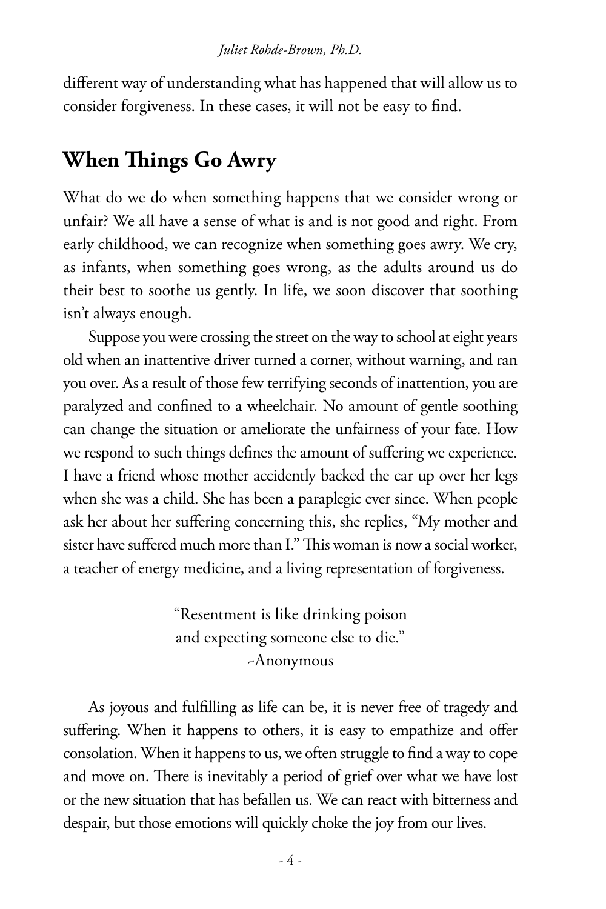different way of understanding what has happened that will allow us to consider forgiveness. In these cases, it will not be easy to find.

## When Things Go Awry

What do we do when something happens that we consider wrong or unfair? We all have a sense of what is and is not good and right. From early childhood, we can recognize when something goes awry. We cry, as infants, when something goes wrong, as the adults around us do their best to soothe us gently. In life, we soon discover that soothing isn't always enough.

Suppose you were crossing the street on the way to school at eight years old when an inattentive driver turned a corner, without warning, and ran you over. As a result of those few terrifying seconds of inattention, you are paralyzed and confined to a wheelchair. No amount of gentle soothing can change the situation or ameliorate the unfairness of your fate. How we respond to such things defines the amount of suffering we experience. I have a friend whose mother accidently backed the car up over her legs when she was a child. She has been a paraplegic ever since. When people ask her about her suffering concerning this, she replies, "My mother and sister have suffered much more than I." This woman is now a social worker, a teacher of energy medicine, and a living representation of forgiveness.

> "Resentment is like drinking poison
> and expecting someone else to die."
> ~Anonymous

As joyous and fulfilling as life can be, it is never free of tragedy and suffering. When it happens to others, it is easy to empathize and offer consolation. When it happens to us, we often struggle to find a way to cope and move on. There is inevitably a period of grief over what we have lost or the new situation that has befallen us. We can react with bitterness and despair, but those emotions will quickly choke the joy from our lives.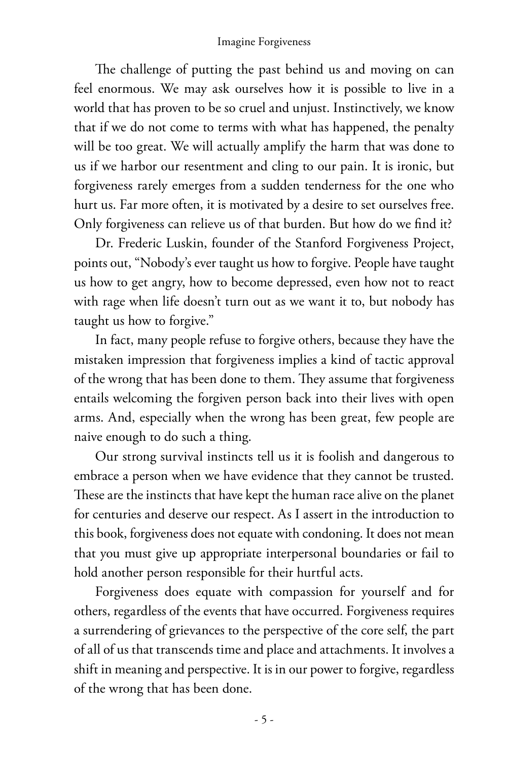The challenge of putting the past behind us and moving on can feel enormous. We may ask ourselves how it is possible to live in a world that has proven to be so cruel and unjust. Instinctively, we know that if we do not come to terms with what has happened, the penalty will be too great. We will actually amplify the harm that was done to us if we harbor our resentment and cling to our pain. It is ironic, but forgiveness rarely emerges from a sudden tenderness for the one who hurt us. Far more often, it is motivated by a desire to set ourselves free. Only forgiveness can relieve us of that burden. But how do we find it?

Dr. Frederic Luskin, founder of the Stanford Forgiveness Project, points out, "Nobody's ever taught us how to forgive. People have taught us how to get angry, how to become depressed, even how not to react with rage when life doesn't turn out as we want it to, but nobody has taught us how to forgive."

In fact, many people refuse to forgive others, because they have the mistaken impression that forgiveness implies a kind of tactic approval of the wrong that has been done to them. They assume that forgiveness entails welcoming the forgiven person back into their lives with open arms. And, especially when the wrong has been great, few people are naive enough to do such a thing.

Our strong survival instincts tell us it is foolish and dangerous to embrace a person when we have evidence that they cannot be trusted. These are the instincts that have kept the human race alive on the planet for centuries and deserve our respect. As I assert in the introduction to this book, forgiveness does not equate with condoning. It does not mean that you must give up appropriate interpersonal boundaries or fail to hold another person responsible for their hurtful acts.

Forgiveness does equate with compassion for yourself and for others, regardless of the events that have occurred. Forgiveness requires a surrendering of grievances to the perspective of the core self, the part of all of us that transcends time and place and attachments. It involves a shift in meaning and perspective. It is in our power to forgive, regardless of the wrong that has been done.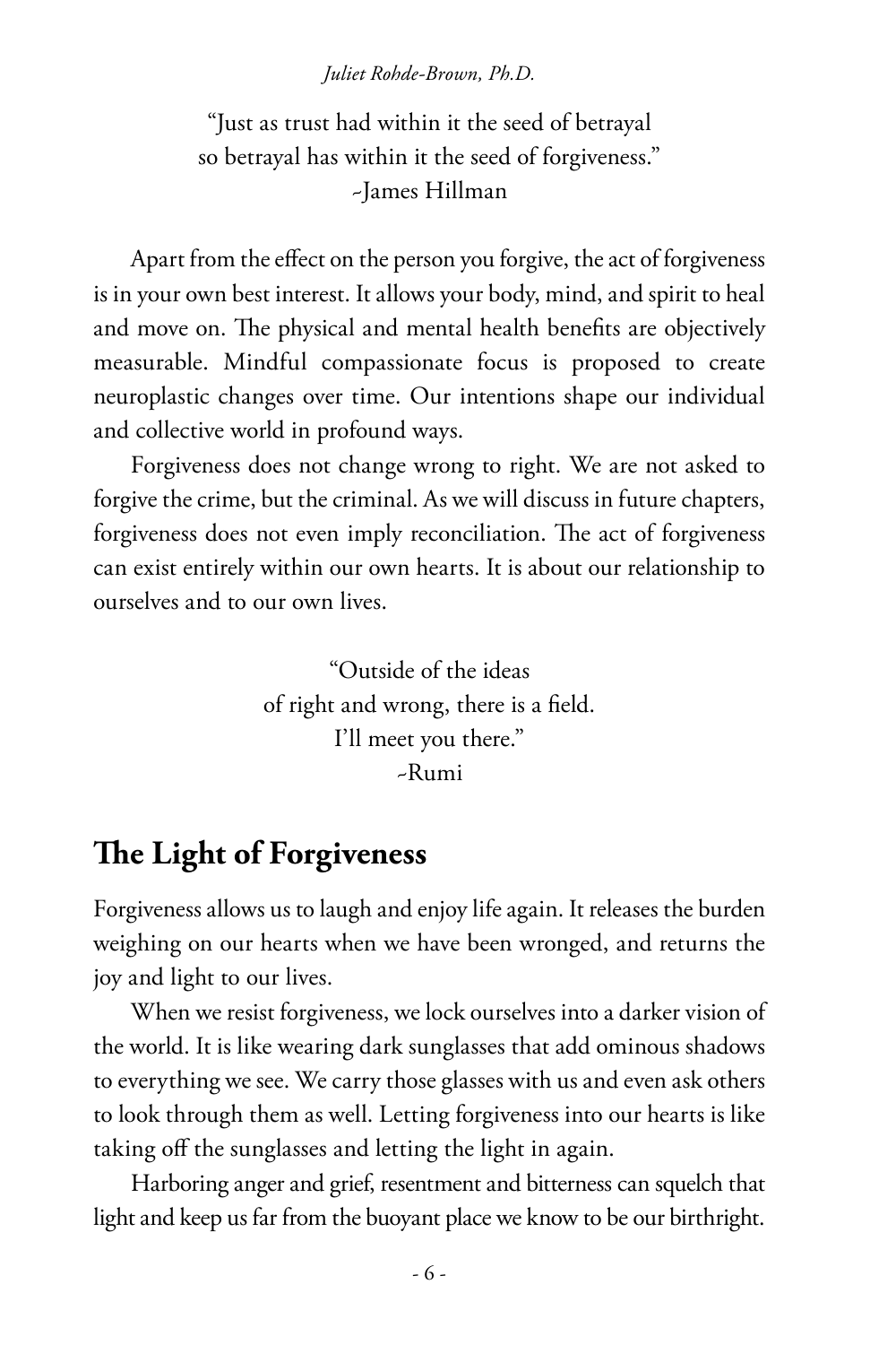"Just as trust had within it the seed of betrayal
so betrayal has within it the seed of forgiveness."
~James Hillman

Apart from the effect on the person you forgive, the act of forgiveness is in your own best interest. It allows your body, mind, and spirit to heal and move on. The physical and mental health benefits are objectively measurable. Mindful compassionate focus is proposed to create neuroplastic changes over time. Our intentions shape our individual and collective world in profound ways.

Forgiveness does not change wrong to right. We are not asked to forgive the crime, but the criminal. As we will discuss in future chapters, forgiveness does not even imply reconciliation. The act of forgiveness can exist entirely within our own hearts. It is about our relationship to ourselves and to our own lives.

"Outside of the ideas
of right and wrong, there is a field.
I'll meet you there."
~Rumi

## The Light of Forgiveness

Forgiveness allows us to laugh and enjoy life again. It releases the burden weighing on our hearts when we have been wronged, and returns the joy and light to our lives.

When we resist forgiveness, we lock ourselves into a darker vision of the world. It is like wearing dark sunglasses that add ominous shadows to everything we see. We carry those glasses with us and even ask others to look through them as well. Letting forgiveness into our hearts is like taking off the sunglasses and letting the light in again.

Harboring anger and grief, resentment and bitterness can squelch that light and keep us far from the buoyant place we know to be our birthright.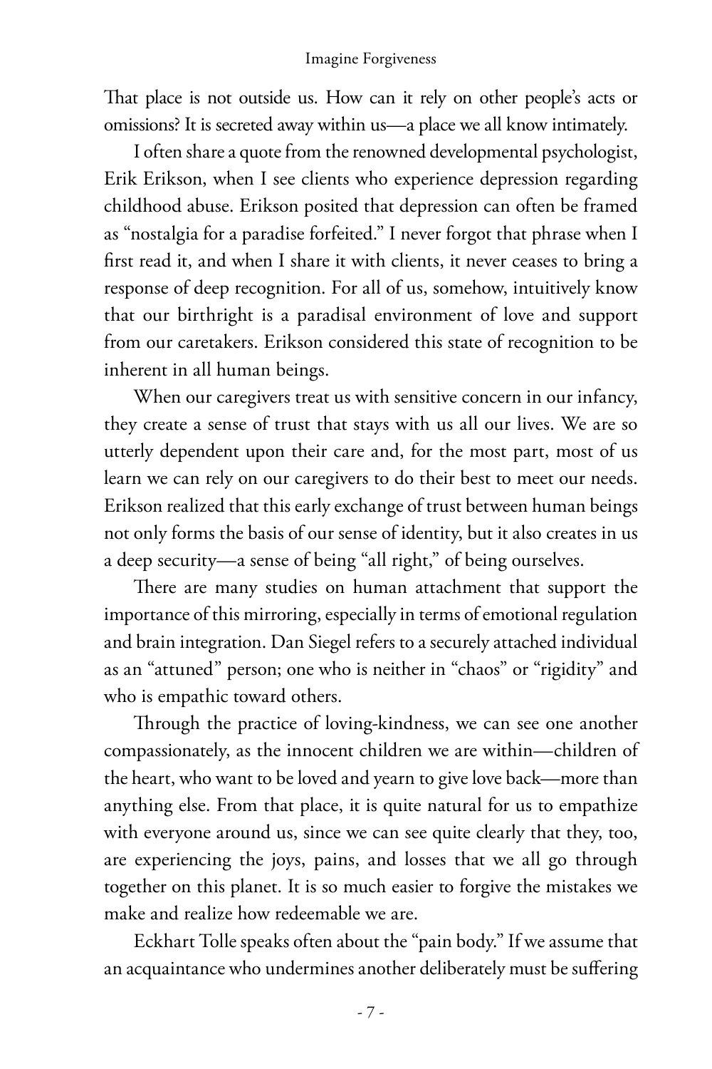That place is not outside us. How can it rely on other people's acts or omissions? It is secreted away within us—a place we all know intimately.

I often share a quote from the renowned developmental psychologist, Erik Erikson, when I see clients who experience depression regarding childhood abuse. Erikson posited that depression can often be framed as "nostalgia for a paradise forfeited." I never forgot that phrase when I first read it, and when I share it with clients, it never ceases to bring a response of deep recognition. For all of us, somehow, intuitively know that our birthright is a paradisal environment of love and support from our caretakers. Erikson considered this state of recognition to be inherent in all human beings.

When our caregivers treat us with sensitive concern in our infancy, they create a sense of trust that stays with us all our lives. We are so utterly dependent upon their care and, for the most part, most of us learn we can rely on our caregivers to do their best to meet our needs. Erikson realized that this early exchange of trust between human beings not only forms the basis of our sense of identity, but it also creates in us a deep security—a sense of being "all right," of being ourselves.

There are many studies on human attachment that support the importance of this mirroring, especially in terms of emotional regulation and brain integration. Dan Siegel refers to a securely attached individual as an "attuned" person; one who is neither in "chaos" or "rigidity" and who is empathic toward others.

Through the practice of loving-kindness, we can see one another compassionately, as the innocent children we are within—children of the heart, who want to be loved and yearn to give love back—more than anything else. From that place, it is quite natural for us to empathize with everyone around us, since we can see quite clearly that they, too, are experiencing the joys, pains, and losses that we all go through together on this planet. It is so much easier to forgive the mistakes we make and realize how redeemable we are.

Eckhart Tolle speaks often about the "pain body." If we assume that an acquaintance who undermines another deliberately must be suffering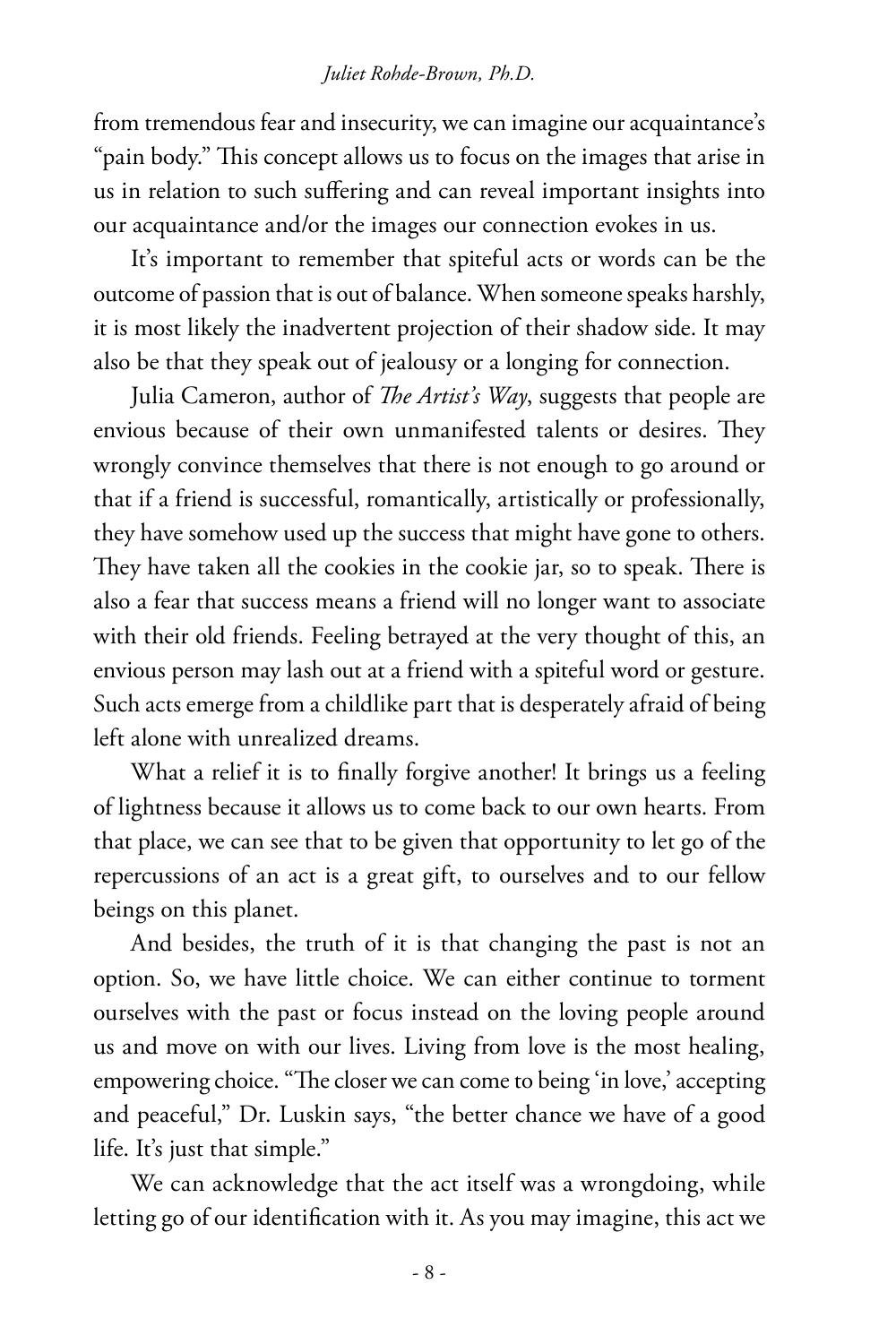from tremendous fear and insecurity, we can imagine our acquaintance's "pain body." This concept allows us to focus on the images that arise in us in relation to such suffering and can reveal important insights into our acquaintance and/or the images our connection evokes in us.

It's important to remember that spiteful acts or words can be the outcome of passion that is out of balance. When someone speaks harshly, it is most likely the inadvertent projection of their shadow side. It may also be that they speak out of jealousy or a longing for connection.

Julia Cameron, author of *The Artist's Way*, suggests that people are envious because of their own unmanifested talents or desires. They wrongly convince themselves that there is not enough to go around or that if a friend is successful, romantically, artistically or professionally, they have somehow used up the success that might have gone to others. They have taken all the cookies in the cookie jar, so to speak. There is also a fear that success means a friend will no longer want to associate with their old friends. Feeling betrayed at the very thought of this, an envious person may lash out at a friend with a spiteful word or gesture. Such acts emerge from a childlike part that is desperately afraid of being left alone with unrealized dreams.

What a relief it is to finally forgive another! It brings us a feeling of lightness because it allows us to come back to our own hearts. From that place, we can see that to be given that opportunity to let go of the repercussions of an act is a great gift, to ourselves and to our fellow beings on this planet.

And besides, the truth of it is that changing the past is not an option. So, we have little choice. We can either continue to torment ourselves with the past or focus instead on the loving people around us and move on with our lives. Living from love is the most healing, empowering choice. "The closer we can come to being 'in love,' accepting and peaceful," Dr. Luskin says, "the better chance we have of a good life. It's just that simple."

We can acknowledge that the act itself was a wrongdoing, while letting go of our identification with it. As you may imagine, this act we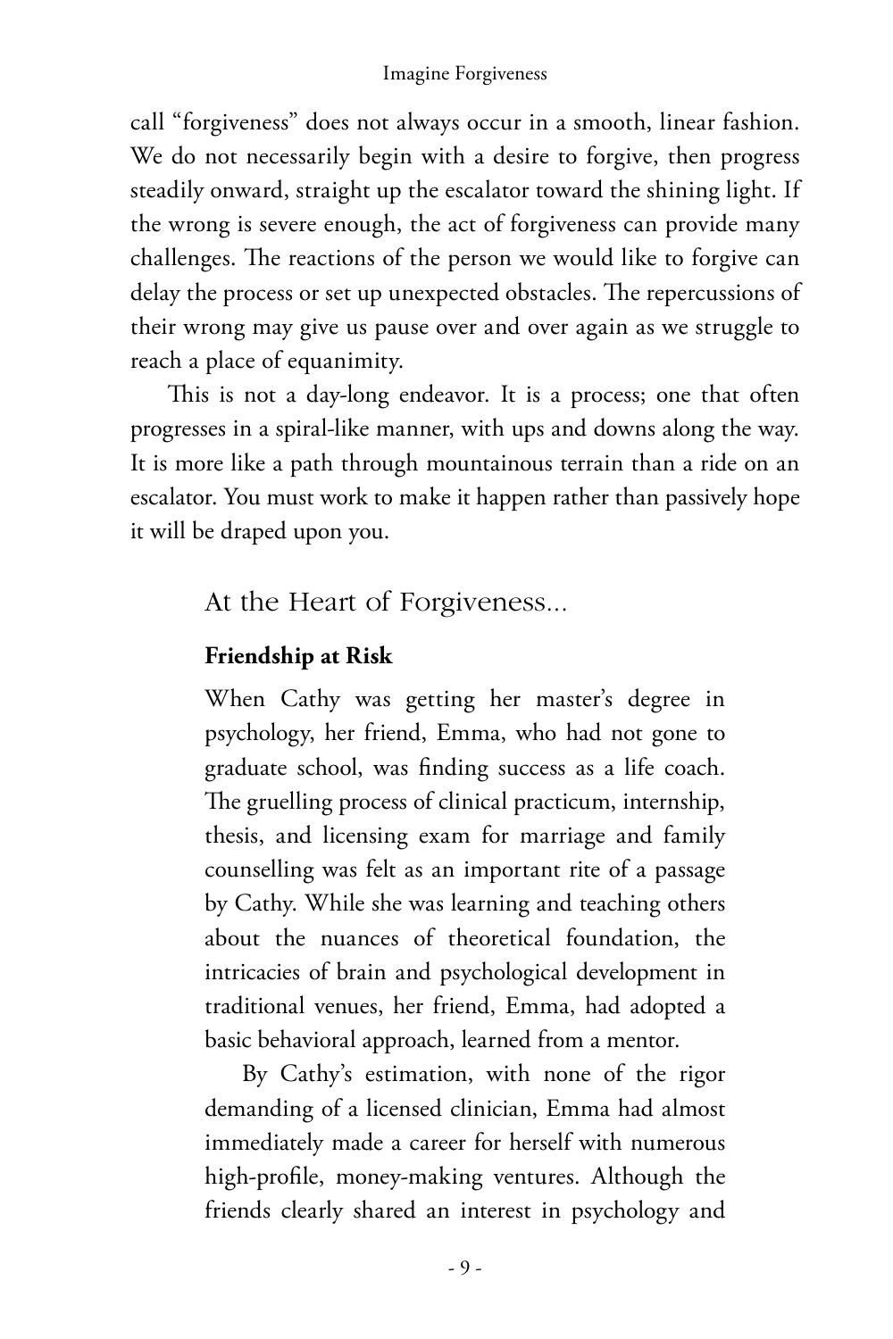call "forgiveness" does not always occur in a smooth, linear fashion. We do not necessarily begin with a desire to forgive, then progress steadily onward, straight up the escalator toward the shining light. If the wrong is severe enough, the act of forgiveness can provide many challenges. The reactions of the person we would like to forgive can delay the process or set up unexpected obstacles. The repercussions of their wrong may give us pause over and over again as we struggle to reach a place of equanimity.

This is not a day-long endeavor. It is a process; one that often progresses in a spiral-like manner, with ups and downs along the way. It is more like a path through mountainous terrain than a ride on an escalator. You must work to make it happen rather than passively hope it will be draped upon you.

## At the Heart of Forgiveness...

**Friendship at Risk**

When Cathy was getting her master's degree in psychology, her friend, Emma, who had not gone to graduate school, was finding success as a life coach. The gruelling process of clinical practicum, internship, thesis, and licensing exam for marriage and family counselling was felt as an important rite of a passage by Cathy. While she was learning and teaching others about the nuances of theoretical foundation, the intricacies of brain and psychological development in traditional venues, her friend, Emma, had adopted a basic behavioral approach, learned from a mentor.

By Cathy's estimation, with none of the rigor demanding of a licensed clinician, Emma had almost immediately made a career for herself with numerous high-profile, money-making ventures. Although the friends clearly shared an interest in psychology and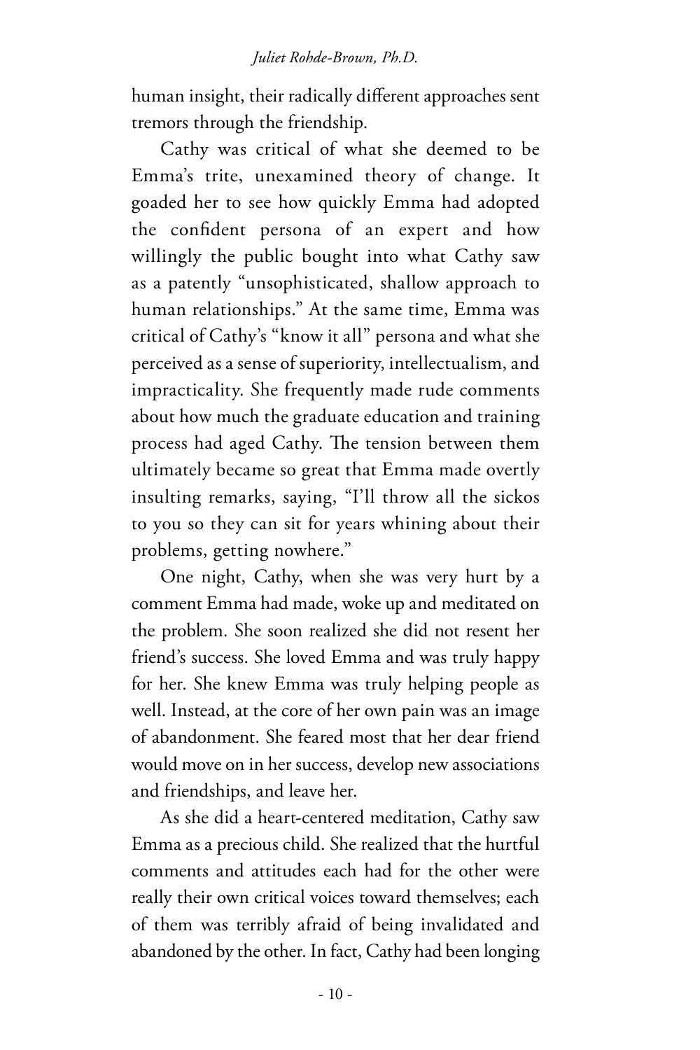human insight, their radically different approaches sent tremors through the friendship.

Cathy was critical of what she deemed to be Emma's trite, unexamined theory of change. It goaded her to see how quickly Emma had adopted the confident persona of an expert and how willingly the public bought into what Cathy saw as a patently "unsophisticated, shallow approach to human relationships." At the same time, Emma was critical of Cathy's "know it all" persona and what she perceived as a sense of superiority, intellectualism, and impracticality. She frequently made rude comments about how much the graduate education and training process had aged Cathy. The tension between them ultimately became so great that Emma made overtly insulting remarks, saying, "I'll throw all the sickos to you so they can sit for years whining about their problems, getting nowhere."

One night, Cathy, when she was very hurt by a comment Emma had made, woke up and meditated on the problem. She soon realized she did not resent her friend's success. She loved Emma and was truly happy for her. She knew Emma was truly helping people as well. Instead, at the core of her own pain was an image of abandonment. She feared most that her dear friend would move on in her success, develop new associations and friendships, and leave her.

As she did a heart-centered meditation, Cathy saw Emma as a precious child. She realized that the hurtful comments and attitudes each had for the other were really their own critical voices toward themselves; each of them was terribly afraid of being invalidated and abandoned by the other. In fact, Cathy had been longing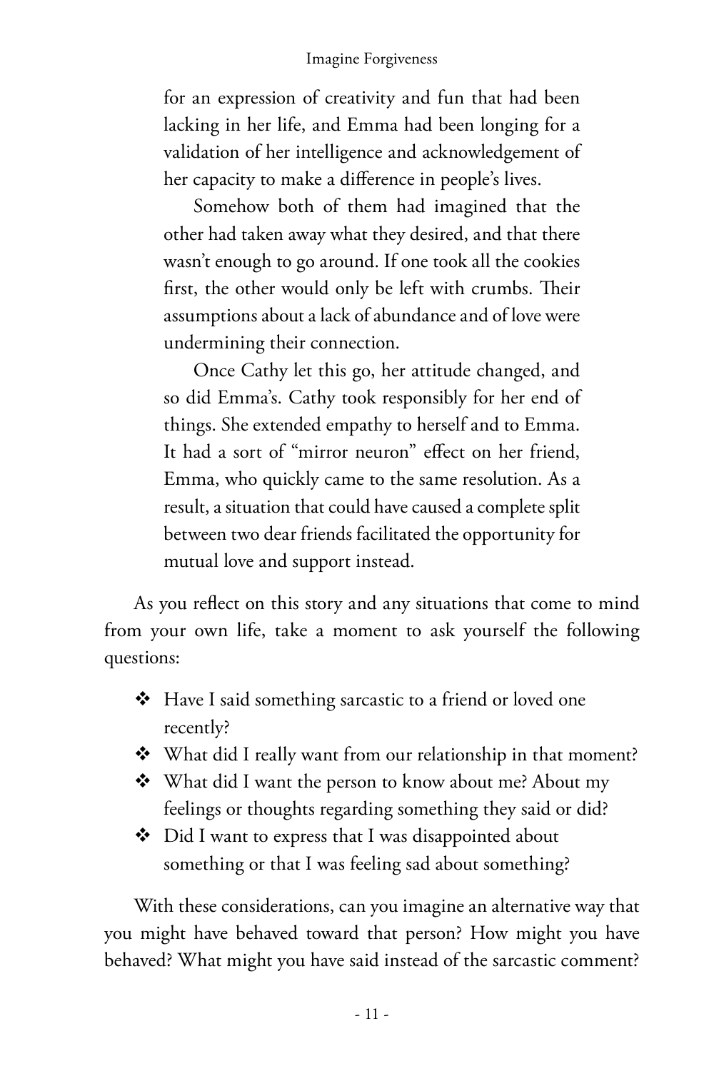> for an expression of creativity and fun that had been lacking in her life, and Emma had been longing for a validation of her intelligence and acknowledgement of her capacity to make a difference in people's lives.
>
> Somehow both of them had imagined that the other had taken away what they desired, and that there wasn't enough to go around. If one took all the cookies first, the other would only be left with crumbs. Their assumptions about a lack of abundance and of love were undermining their connection.
>
> Once Cathy let this go, her attitude changed, and so did Emma's. Cathy took responsibly for her end of things. She extended empathy to herself and to Emma. It had a sort of "mirror neuron" effect on her friend, Emma, who quickly came to the same resolution. As a result, a situation that could have caused a complete split between two dear friends facilitated the opportunity for mutual love and support instead.

As you reflect on this story and any situations that come to mind from your own life, take a moment to ask yourself the following questions:

- Have I said something sarcastic to a friend or loved one recently?
- What did I really want from our relationship in that moment?
- What did I want the person to know about me? About my feelings or thoughts regarding something they said or did?
- Did I want to express that I was disappointed about something or that I was feeling sad about something?

With these considerations, can you imagine an alternative way that you might have behaved toward that person? How might you have behaved? What might you have said instead of the sarcastic comment?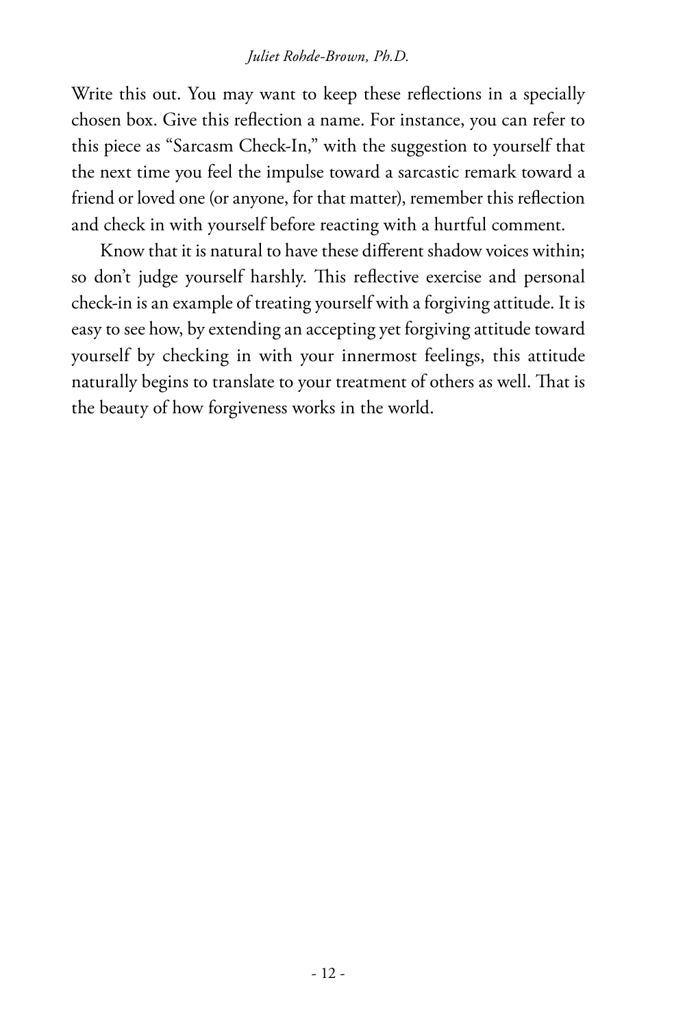Write this out. You may want to keep these reflections in a specially chosen box. Give this reflection a name. For instance, you can refer to this piece as "Sarcasm Check-In," with the suggestion to yourself that the next time you feel the impulse toward a sarcastic remark toward a friend or loved one (or anyone, for that matter), remember this reflection and check in with yourself before reacting with a hurtful comment.

Know that it is natural to have these different shadow voices within; so don't judge yourself harshly. This reflective exercise and personal check-in is an example of treating yourself with a forgiving attitude. It is easy to see how, by extending an accepting yet forgiving attitude toward yourself by checking in with your innermost feelings, this attitude naturally begins to translate to your treatment of others as well. That is the beauty of how forgiveness works in the world.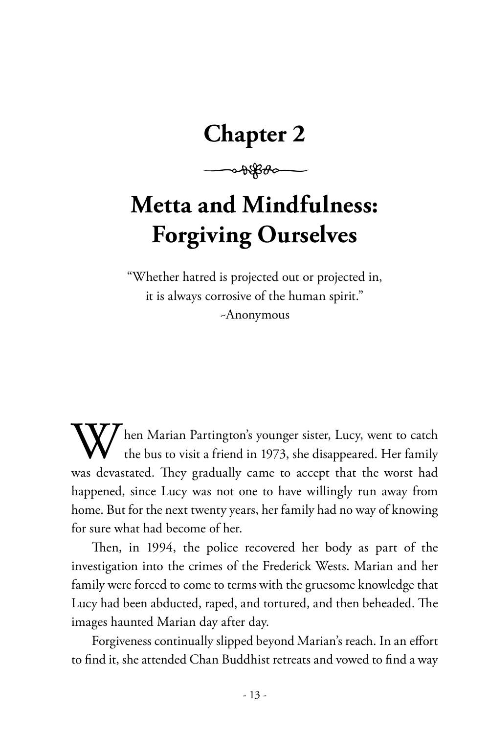# Chapter 2

## Metta and Mindfulness: Forgiving Ourselves

"Whether hatred is projected out or projected in,
it is always corrosive of the human spirit."
~Anonymous

When Marian Partington's younger sister, Lucy, went to catch the bus to visit a friend in 1973, she disappeared. Her family was devastated. They gradually came to accept that the worst had happened, since Lucy was not one to have willingly run away from home. But for the next twenty years, her family had no way of knowing for sure what had become of her.

Then, in 1994, the police recovered her body as part of the investigation into the crimes of the Frederick Wests. Marian and her family were forced to come to terms with the gruesome knowledge that Lucy had been abducted, raped, and tortured, and then beheaded. The images haunted Marian day after day.

Forgiveness continually slipped beyond Marian's reach. In an effort to find it, she attended Chan Buddhist retreats and vowed to find a way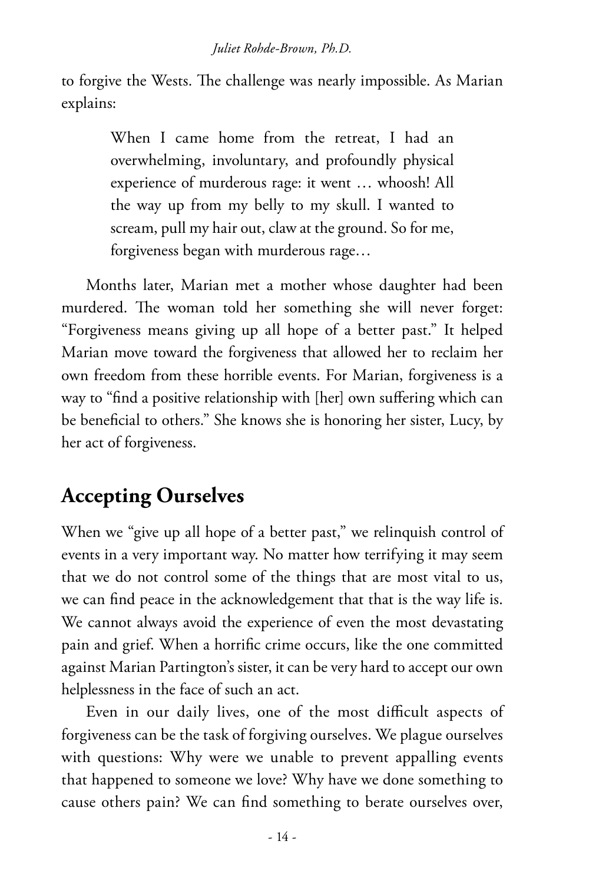to forgive the Wests. The challenge was nearly impossible. As Marian explains:

> When I came home from the retreat, I had an overwhelming, involuntary, and profoundly physical experience of murderous rage: it went … whoosh! All the way up from my belly to my skull. I wanted to scream, pull my hair out, claw at the ground. So for me, forgiveness began with murderous rage…

Months later, Marian met a mother whose daughter had been murdered. The woman told her something she will never forget: "Forgiveness means giving up all hope of a better past." It helped Marian move toward the forgiveness that allowed her to reclaim her own freedom from these horrible events. For Marian, forgiveness is a way to "find a positive relationship with [her] own suffering which can be beneficial to others." She knows she is honoring her sister, Lucy, by her act of forgiveness.

## Accepting Ourselves

When we "give up all hope of a better past," we relinquish control of events in a very important way. No matter how terrifying it may seem that we do not control some of the things that are most vital to us, we can find peace in the acknowledgement that that is the way life is. We cannot always avoid the experience of even the most devastating pain and grief. When a horrific crime occurs, like the one committed against Marian Partington's sister, it can be very hard to accept our own helplessness in the face of such an act.

Even in our daily lives, one of the most difficult aspects of forgiveness can be the task of forgiving ourselves. We plague ourselves with questions: Why were we unable to prevent appalling events that happened to someone we love? Why have we done something to cause others pain? We can find something to berate ourselves over,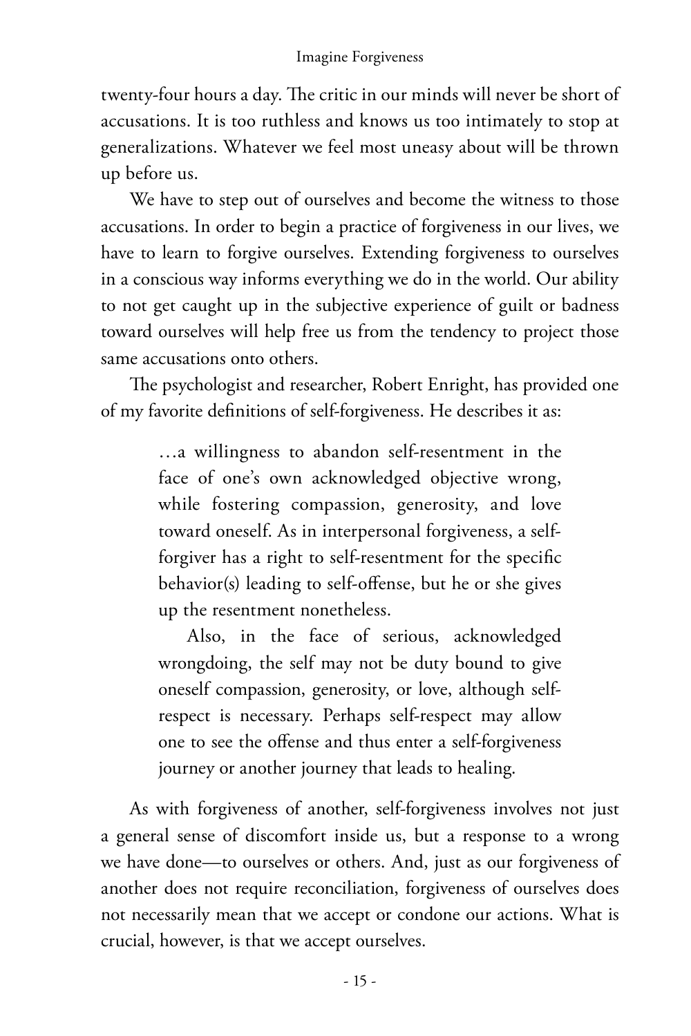twenty-four hours a day. The critic in our minds will never be short of accusations. It is too ruthless and knows us too intimately to stop at generalizations. Whatever we feel most uneasy about will be thrown up before us.

We have to step out of ourselves and become the witness to those accusations. In order to begin a practice of forgiveness in our lives, we have to learn to forgive ourselves. Extending forgiveness to ourselves in a conscious way informs everything we do in the world. Our ability to not get caught up in the subjective experience of guilt or badness toward ourselves will help free us from the tendency to project those same accusations onto others.

The psychologist and researcher, Robert Enright, has provided one of my favorite definitions of self-forgiveness. He describes it as:

> …a willingness to abandon self-resentment in the face of one's own acknowledged objective wrong, while fostering compassion, generosity, and love toward oneself. As in interpersonal forgiveness, a self-forgiver has a right to self-resentment for the specific behavior(s) leading to self-offense, but he or she gives up the resentment nonetheless.
>
> Also, in the face of serious, acknowledged wrongdoing, the self may not be duty bound to give oneself compassion, generosity, or love, although self-respect is necessary. Perhaps self-respect may allow one to see the offense and thus enter a self-forgiveness journey or another journey that leads to healing.

As with forgiveness of another, self-forgiveness involves not just a general sense of discomfort inside us, but a response to a wrong we have done—to ourselves or others. And, just as our forgiveness of another does not require reconciliation, forgiveness of ourselves does not necessarily mean that we accept or condone our actions. What is crucial, however, is that we accept ourselves.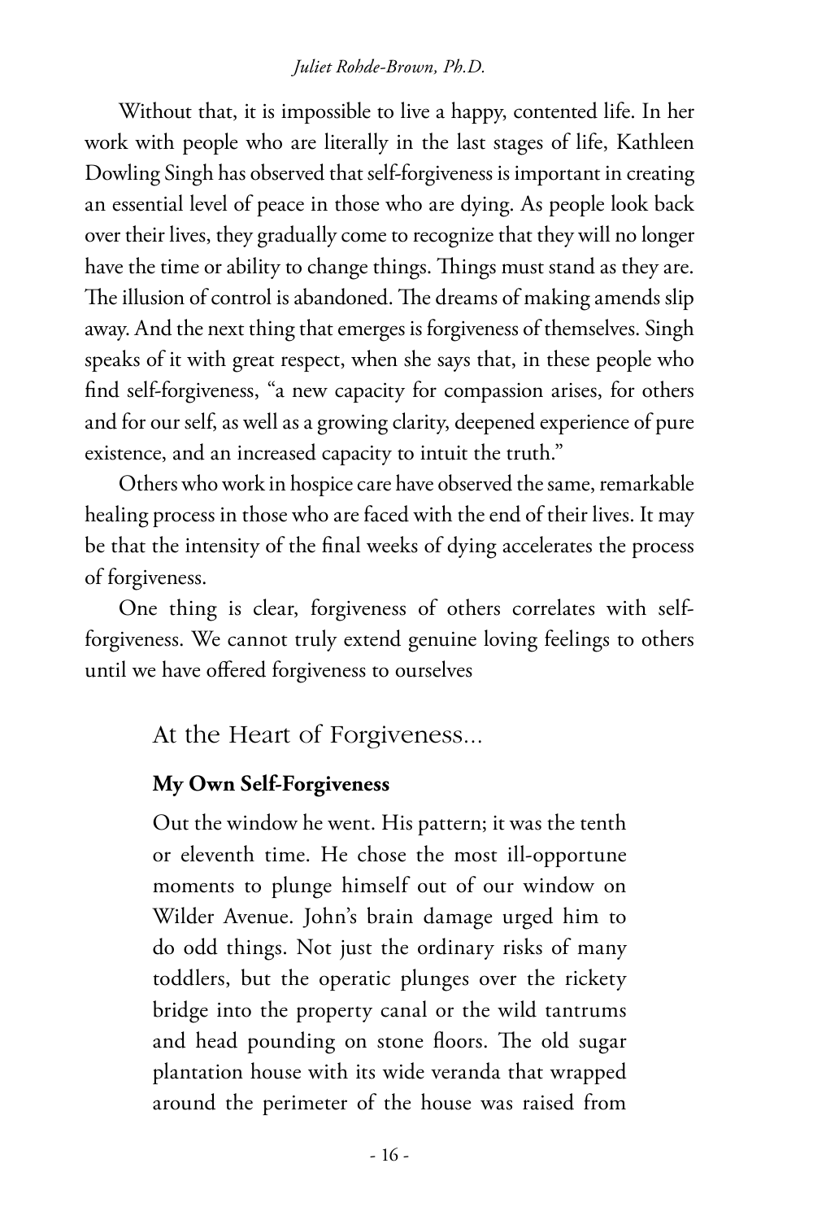Without that, it is impossible to live a happy, contented life. In her work with people who are literally in the last stages of life, Kathleen Dowling Singh has observed that self-forgiveness is important in creating an essential level of peace in those who are dying. As people look back over their lives, they gradually come to recognize that they will no longer have the time or ability to change things. Things must stand as they are. The illusion of control is abandoned. The dreams of making amends slip away. And the next thing that emerges is forgiveness of themselves. Singh speaks of it with great respect, when she says that, in these people who find self-forgiveness, "a new capacity for compassion arises, for others and for our self, as well as a growing clarity, deepened experience of pure existence, and an increased capacity to intuit the truth."

Others who work in hospice care have observed the same, remarkable healing process in those who are faced with the end of their lives. It may be that the intensity of the final weeks of dying accelerates the process of forgiveness.

One thing is clear, forgiveness of others correlates with self-forgiveness. We cannot truly extend genuine loving feelings to others until we have offered forgiveness to ourselves

## At the Heart of Forgiveness...

### My Own Self-Forgiveness

Out the window he went. His pattern; it was the tenth or eleventh time. He chose the most ill-opportune moments to plunge himself out of our window on Wilder Avenue. John's brain damage urged him to do odd things. Not just the ordinary risks of many toddlers, but the operatic plunges over the rickety bridge into the property canal or the wild tantrums and head pounding on stone floors. The old sugar plantation house with its wide veranda that wrapped around the perimeter of the house was raised from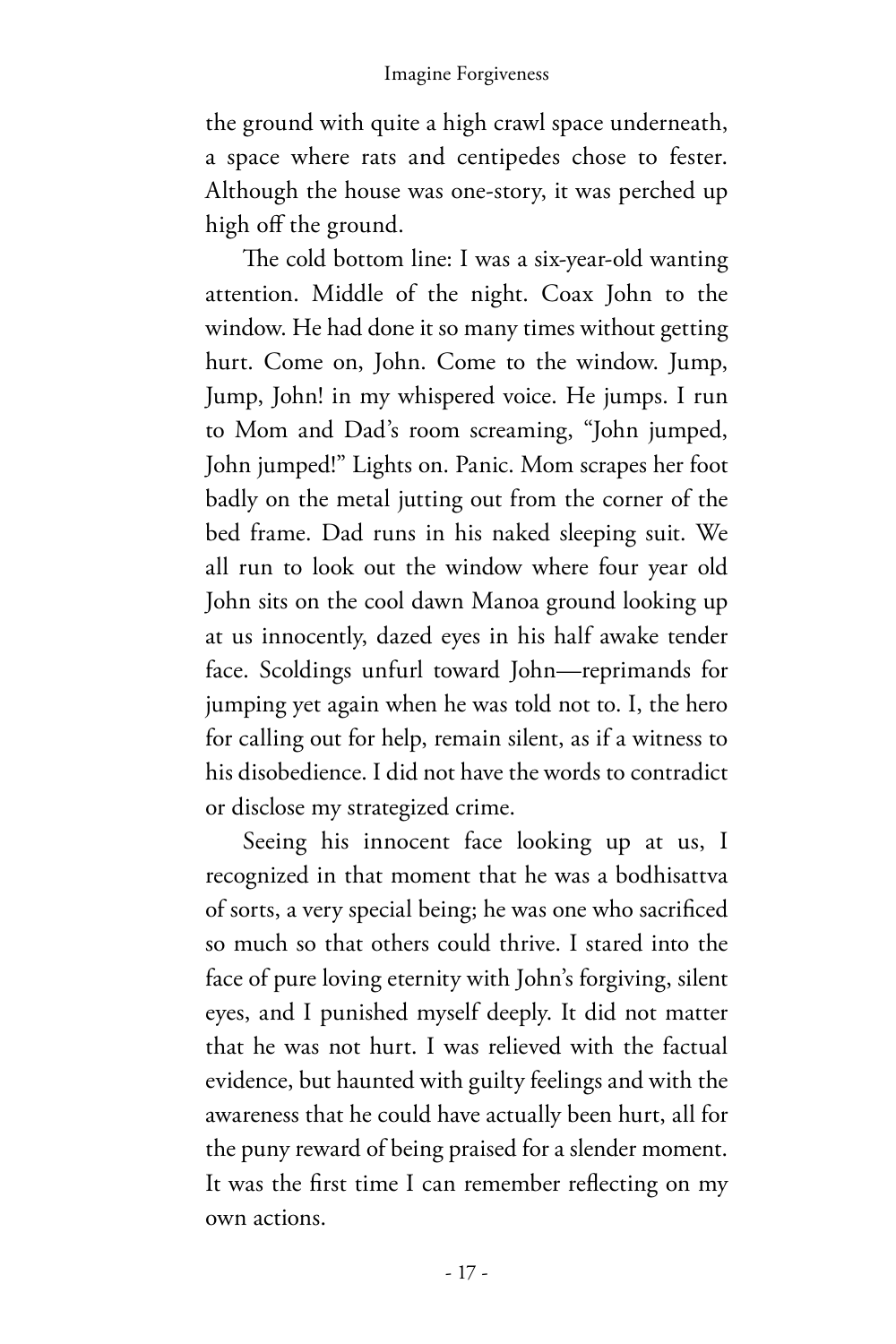the ground with quite a high crawl space underneath, a space where rats and centipedes chose to fester. Although the house was one-story, it was perched up high off the ground.

The cold bottom line: I was a six-year-old wanting attention. Middle of the night. Coax John to the window. He had done it so many times without getting hurt. Come on, John. Come to the window. Jump, Jump, John! in my whispered voice. He jumps. I run to Mom and Dad's room screaming, "John jumped, John jumped!" Lights on. Panic. Mom scrapes her foot badly on the metal jutting out from the corner of the bed frame. Dad runs in his naked sleeping suit. We all run to look out the window where four year old John sits on the cool dawn Manoa ground looking up at us innocently, dazed eyes in his half awake tender face. Scoldings unfurl toward John—reprimands for jumping yet again when he was told not to. I, the hero for calling out for help, remain silent, as if a witness to his disobedience. I did not have the words to contradict or disclose my strategized crime.

Seeing his innocent face looking up at us, I recognized in that moment that he was a bodhisattva of sorts, a very special being; he was one who sacrificed so much so that others could thrive. I stared into the face of pure loving eternity with John's forgiving, silent eyes, and I punished myself deeply. It did not matter that he was not hurt. I was relieved with the factual evidence, but haunted with guilty feelings and with the awareness that he could have actually been hurt, all for the puny reward of being praised for a slender moment. It was the first time I can remember reflecting on my own actions.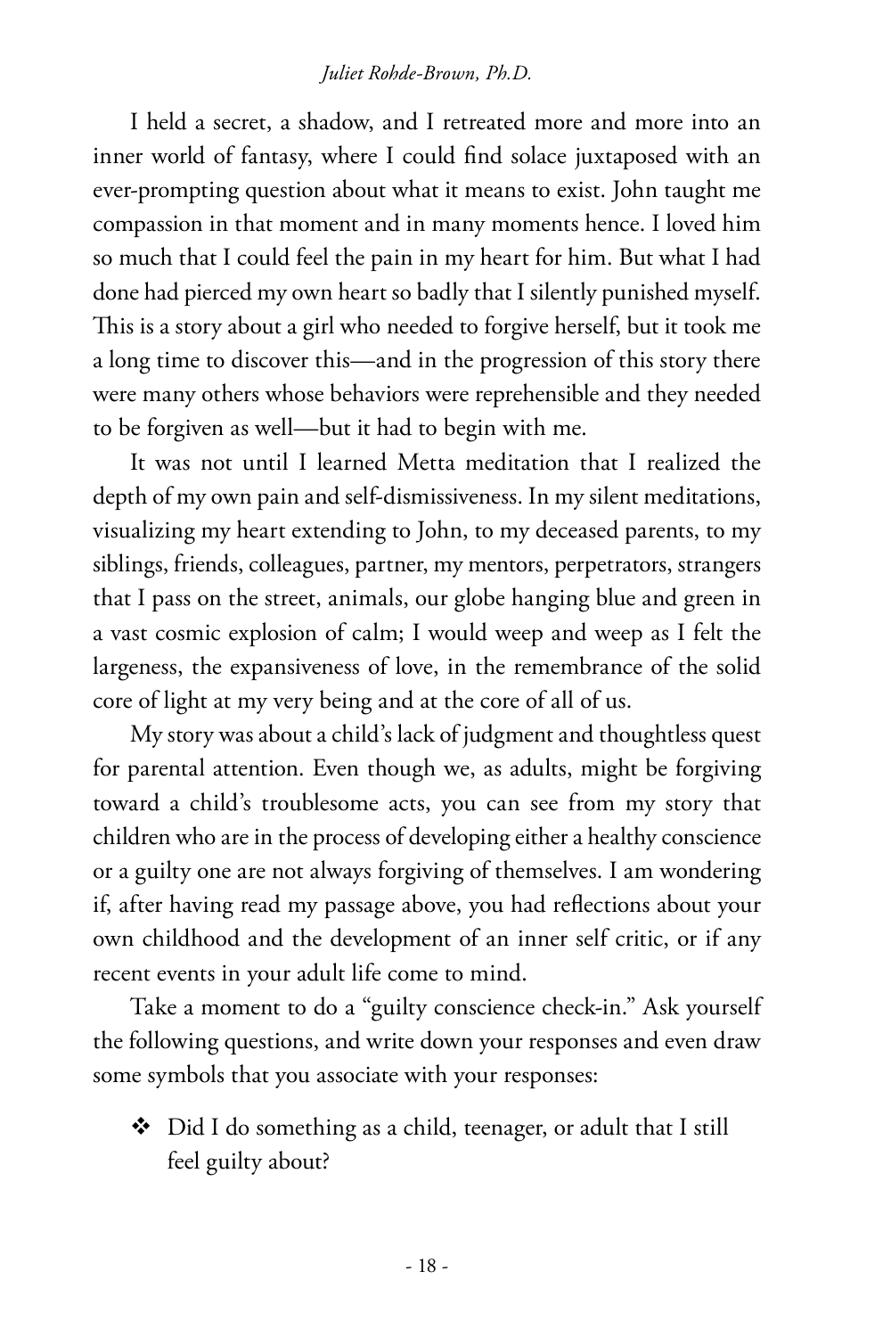I held a secret, a shadow, and I retreated more and more into an inner world of fantasy, where I could find solace juxtaposed with an ever-prompting question about what it means to exist. John taught me compassion in that moment and in many moments hence. I loved him so much that I could feel the pain in my heart for him. But what I had done had pierced my own heart so badly that I silently punished myself. This is a story about a girl who needed to forgive herself, but it took me a long time to discover this—and in the progression of this story there were many others whose behaviors were reprehensible and they needed to be forgiven as well—but it had to begin with me.

It was not until I learned Metta meditation that I realized the depth of my own pain and self-dismissiveness. In my silent meditations, visualizing my heart extending to John, to my deceased parents, to my siblings, friends, colleagues, partner, my mentors, perpetrators, strangers that I pass on the street, animals, our globe hanging blue and green in a vast cosmic explosion of calm; I would weep and weep as I felt the largeness, the expansiveness of love, in the remembrance of the solid core of light at my very being and at the core of all of us.

My story was about a child's lack of judgment and thoughtless quest for parental attention. Even though we, as adults, might be forgiving toward a child's troublesome acts, you can see from my story that children who are in the process of developing either a healthy conscience or a guilty one are not always forgiving of themselves. I am wondering if, after having read my passage above, you had reflections about your own childhood and the development of an inner self critic, or if any recent events in your adult life come to mind.

Take a moment to do a "guilty conscience check-in." Ask yourself the following questions, and write down your responses and even draw some symbols that you associate with your responses:

- Did I do something as a child, teenager, or adult that I still feel guilty about?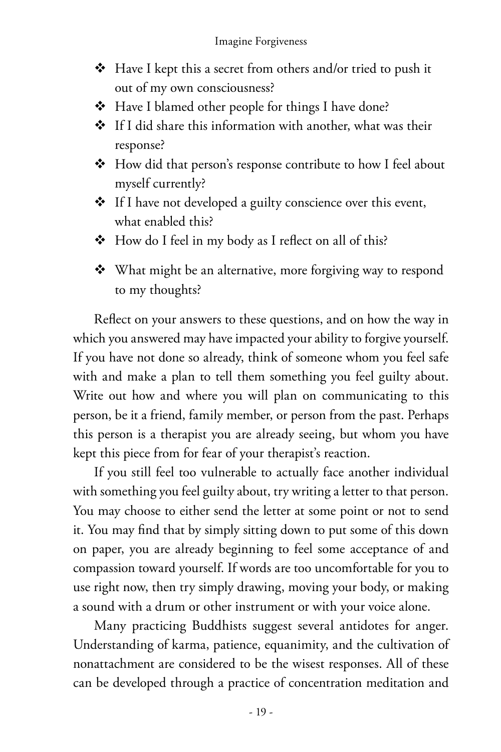- Have I kept this a secret from others and/or tried to push it out of my own consciousness?
- Have I blamed other people for things I have done?
- If I did share this information with another, what was their response?
- How did that person's response contribute to how I feel about myself currently?
- If I have not developed a guilty conscience over this event, what enabled this?
- How do I feel in my body as I reflect on all of this?
- What might be an alternative, more forgiving way to respond to my thoughts?

Reflect on your answers to these questions, and on how the way in which you answered may have impacted your ability to forgive yourself. If you have not done so already, think of someone whom you feel safe with and make a plan to tell them something you feel guilty about. Write out how and where you will plan on communicating to this person, be it a friend, family member, or person from the past. Perhaps this person is a therapist you are already seeing, but whom you have kept this piece from for fear of your therapist's reaction.

If you still feel too vulnerable to actually face another individual with something you feel guilty about, try writing a letter to that person. You may choose to either send the letter at some point or not to send it. You may find that by simply sitting down to put some of this down on paper, you are already beginning to feel some acceptance of and compassion toward yourself. If words are too uncomfortable for you to use right now, then try simply drawing, moving your body, or making a sound with a drum or other instrument or with your voice alone.

Many practicing Buddhists suggest several antidotes for anger. Understanding of karma, patience, equanimity, and the cultivation of nonattachment are considered to be the wisest responses. All of these can be developed through a practice of concentration meditation and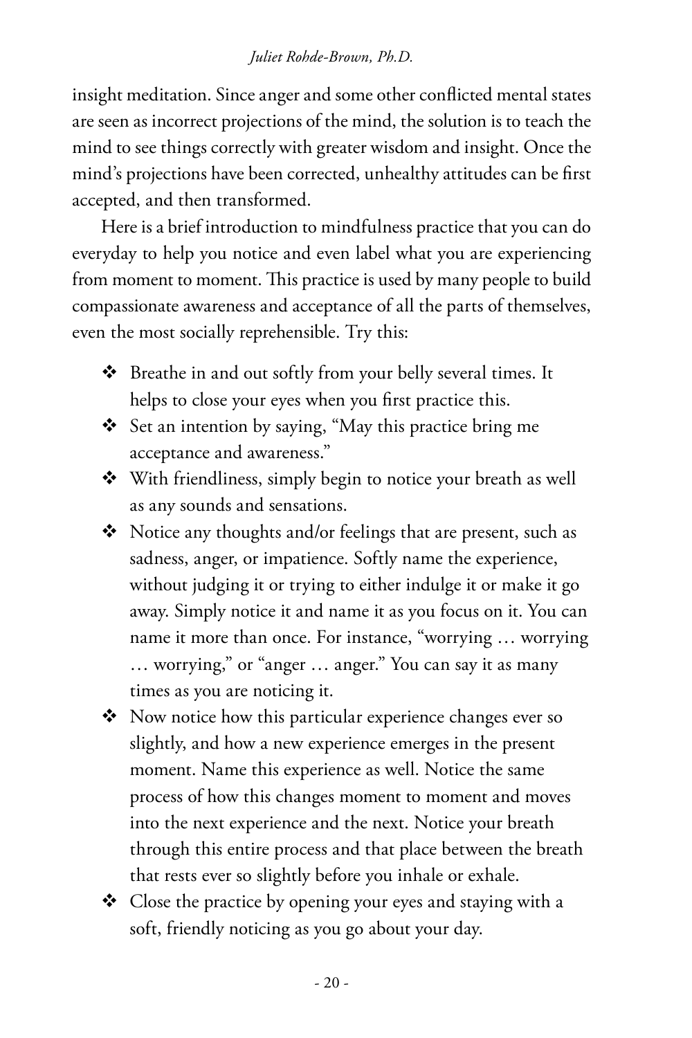insight meditation. Since anger and some other conflicted mental states are seen as incorrect projections of the mind, the solution is to teach the mind to see things correctly with greater wisdom and insight. Once the mind's projections have been corrected, unhealthy attitudes can be first accepted, and then transformed.

Here is a brief introduction to mindfulness practice that you can do everyday to help you notice and even label what you are experiencing from moment to moment. This practice is used by many people to build compassionate awareness and acceptance of all the parts of themselves, even the most socially reprehensible. Try this:

- Breathe in and out softly from your belly several times. It helps to close your eyes when you first practice this.
- Set an intention by saying, "May this practice bring me acceptance and awareness."
- With friendliness, simply begin to notice your breath as well as any sounds and sensations.
- Notice any thoughts and/or feelings that are present, such as sadness, anger, or impatience. Softly name the experience, without judging it or trying to either indulge it or make it go away. Simply notice it and name it as you focus on it. You can name it more than once. For instance, "worrying … worrying … worrying," or "anger … anger." You can say it as many times as you are noticing it.
- Now notice how this particular experience changes ever so slightly, and how a new experience emerges in the present moment. Name this experience as well. Notice the same process of how this changes moment to moment and moves into the next experience and the next. Notice your breath through this entire process and that place between the breath that rests ever so slightly before you inhale or exhale.
- Close the practice by opening your eyes and staying with a soft, friendly noticing as you go about your day.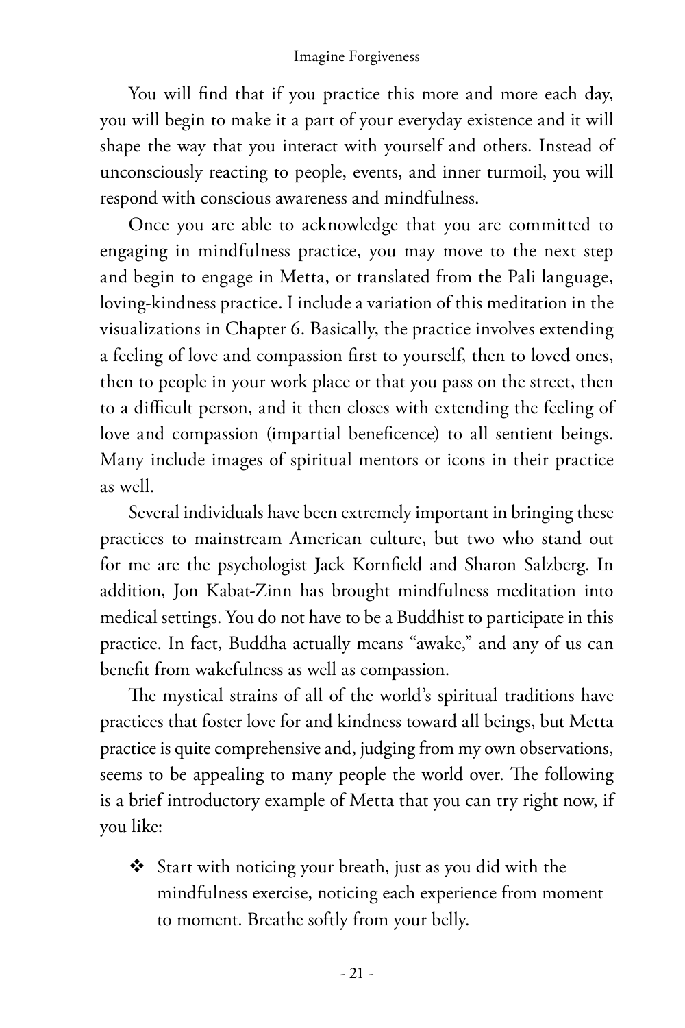You will find that if you practice this more and more each day, you will begin to make it a part of your everyday existence and it will shape the way that you interact with yourself and others. Instead of unconsciously reacting to people, events, and inner turmoil, you will respond with conscious awareness and mindfulness.

Once you are able to acknowledge that you are committed to engaging in mindfulness practice, you may move to the next step and begin to engage in Metta, or translated from the Pali language, loving-kindness practice. I include a variation of this meditation in the visualizations in Chapter 6. Basically, the practice involves extending a feeling of love and compassion first to yourself, then to loved ones, then to people in your work place or that you pass on the street, then to a difficult person, and it then closes with extending the feeling of love and compassion (impartial beneficence) to all sentient beings. Many include images of spiritual mentors or icons in their practice as well.

Several individuals have been extremely important in bringing these practices to mainstream American culture, but two who stand out for me are the psychologist Jack Kornfield and Sharon Salzberg. In addition, Jon Kabat-Zinn has brought mindfulness meditation into medical settings. You do not have to be a Buddhist to participate in this practice. In fact, Buddha actually means "awake," and any of us can benefit from wakefulness as well as compassion.

The mystical strains of all of the world's spiritual traditions have practices that foster love for and kindness toward all beings, but Metta practice is quite comprehensive and, judging from my own observations, seems to be appealing to many people the world over. The following is a brief introductory example of Metta that you can try right now, if you like:

- Start with noticing your breath, just as you did with the mindfulness exercise, noticing each experience from moment to moment. Breathe softly from your belly.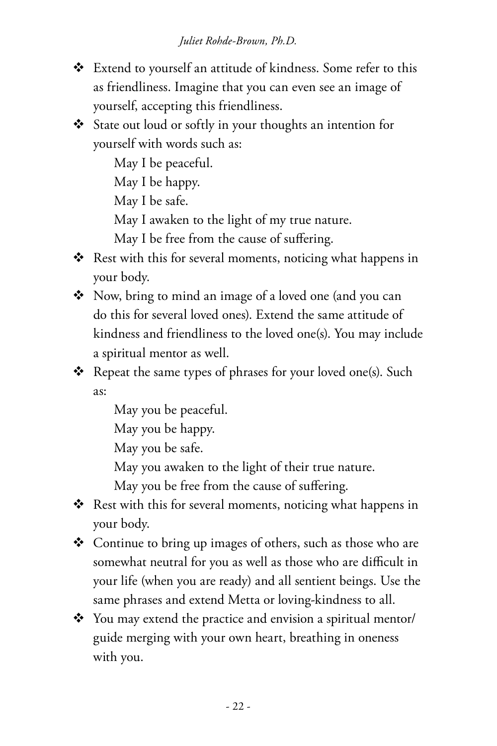- Extend to yourself an attitude of kindness. Some refer to this as friendliness. Imagine that you can even see an image of yourself, accepting this friendliness.
- State out loud or softly in your thoughts an intention for yourself with words such as:

  May I be peaceful.
  May I be happy.
  May I be safe.
  May I awaken to the light of my true nature.
  May I be free from the cause of suffering.

- Rest with this for several moments, noticing what happens in your body.
- Now, bring to mind an image of a loved one (and you can do this for several loved ones). Extend the same attitude of kindness and friendliness to the loved one(s). You may include a spiritual mentor as well.
- Repeat the same types of phrases for your loved one(s). Such as:

  May you be peaceful.
  May you be happy.
  May you be safe.
  May you awaken to the light of their true nature.
  May you be free from the cause of suffering.

- Rest with this for several moments, noticing what happens in your body.
- Continue to bring up images of others, such as those who are somewhat neutral for you as well as those who are difficult in your life (when you are ready) and all sentient beings. Use the same phrases and extend Metta or loving-kindness to all.
- You may extend the practice and envision a spiritual mentor/guide merging with your own heart, breathing in oneness with you.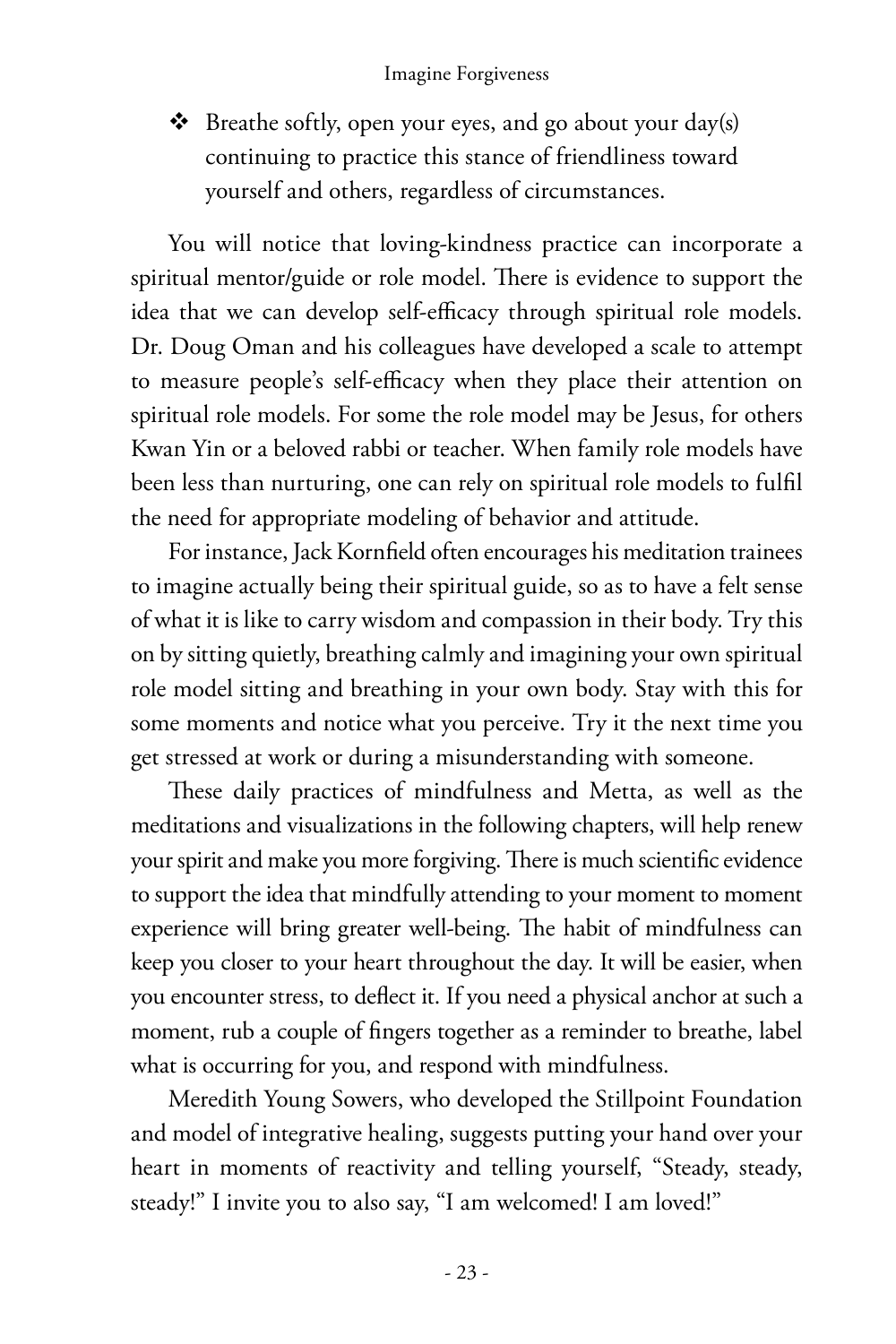- Breathe softly, open your eyes, and go about your day(s) continuing to practice this stance of friendliness toward yourself and others, regardless of circumstances.

You will notice that loving-kindness practice can incorporate a spiritual mentor/guide or role model. There is evidence to support the idea that we can develop self-efficacy through spiritual role models. Dr. Doug Oman and his colleagues have developed a scale to attempt to measure people's self-efficacy when they place their attention on spiritual role models. For some the role model may be Jesus, for others Kwan Yin or a beloved rabbi or teacher. When family role models have been less than nurturing, one can rely on spiritual role models to fulfil the need for appropriate modeling of behavior and attitude.

For instance, Jack Kornfield often encourages his meditation trainees to imagine actually being their spiritual guide, so as to have a felt sense of what it is like to carry wisdom and compassion in their body. Try this on by sitting quietly, breathing calmly and imagining your own spiritual role model sitting and breathing in your own body. Stay with this for some moments and notice what you perceive. Try it the next time you get stressed at work or during a misunderstanding with someone.

These daily practices of mindfulness and Metta, as well as the meditations and visualizations in the following chapters, will help renew your spirit and make you more forgiving. There is much scientific evidence to support the idea that mindfully attending to your moment to moment experience will bring greater well-being. The habit of mindfulness can keep you closer to your heart throughout the day. It will be easier, when you encounter stress, to deflect it. If you need a physical anchor at such a moment, rub a couple of fingers together as a reminder to breathe, label what is occurring for you, and respond with mindfulness.

Meredith Young Sowers, who developed the Stillpoint Foundation and model of integrative healing, suggests putting your hand over your heart in moments of reactivity and telling yourself, "Steady, steady, steady!" I invite you to also say, "I am welcomed! I am loved!"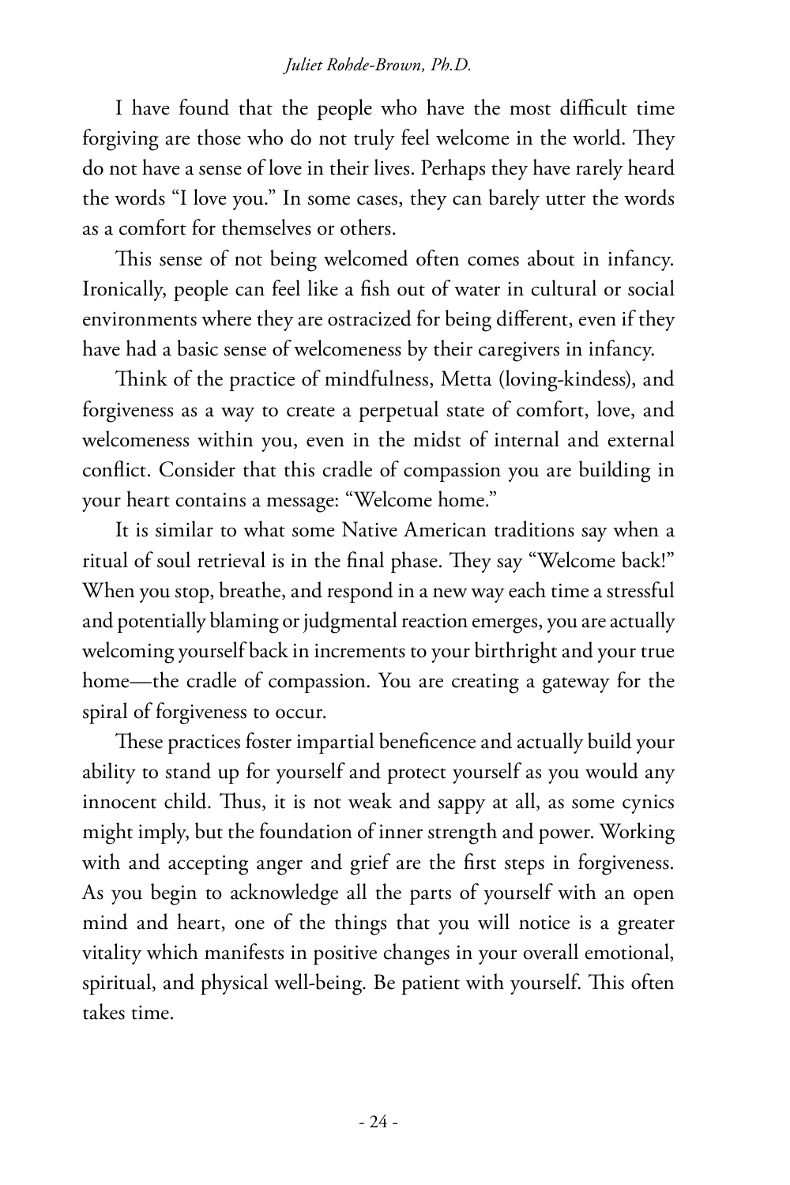I have found that the people who have the most difficult time forgiving are those who do not truly feel welcome in the world. They do not have a sense of love in their lives. Perhaps they have rarely heard the words "I love you." In some cases, they can barely utter the words as a comfort for themselves or others.

This sense of not being welcomed often comes about in infancy. Ironically, people can feel like a fish out of water in cultural or social environments where they are ostracized for being different, even if they have had a basic sense of welcomeness by their caregivers in infancy.

Think of the practice of mindfulness, Metta (loving-kindess), and forgiveness as a way to create a perpetual state of comfort, love, and welcomeness within you, even in the midst of internal and external conflict. Consider that this cradle of compassion you are building in your heart contains a message: "Welcome home."

It is similar to what some Native American traditions say when a ritual of soul retrieval is in the final phase. They say "Welcome back!" When you stop, breathe, and respond in a new way each time a stressful and potentially blaming or judgmental reaction emerges, you are actually welcoming yourself back in increments to your birthright and your true home—the cradle of compassion. You are creating a gateway for the spiral of forgiveness to occur.

These practices foster impartial beneficence and actually build your ability to stand up for yourself and protect yourself as you would any innocent child. Thus, it is not weak and sappy at all, as some cynics might imply, but the foundation of inner strength and power. Working with and accepting anger and grief are the first steps in forgiveness. As you begin to acknowledge all the parts of yourself with an open mind and heart, one of the things that you will notice is a greater vitality which manifests in positive changes in your overall emotional, spiritual, and physical well-being. Be patient with yourself. This often takes time.